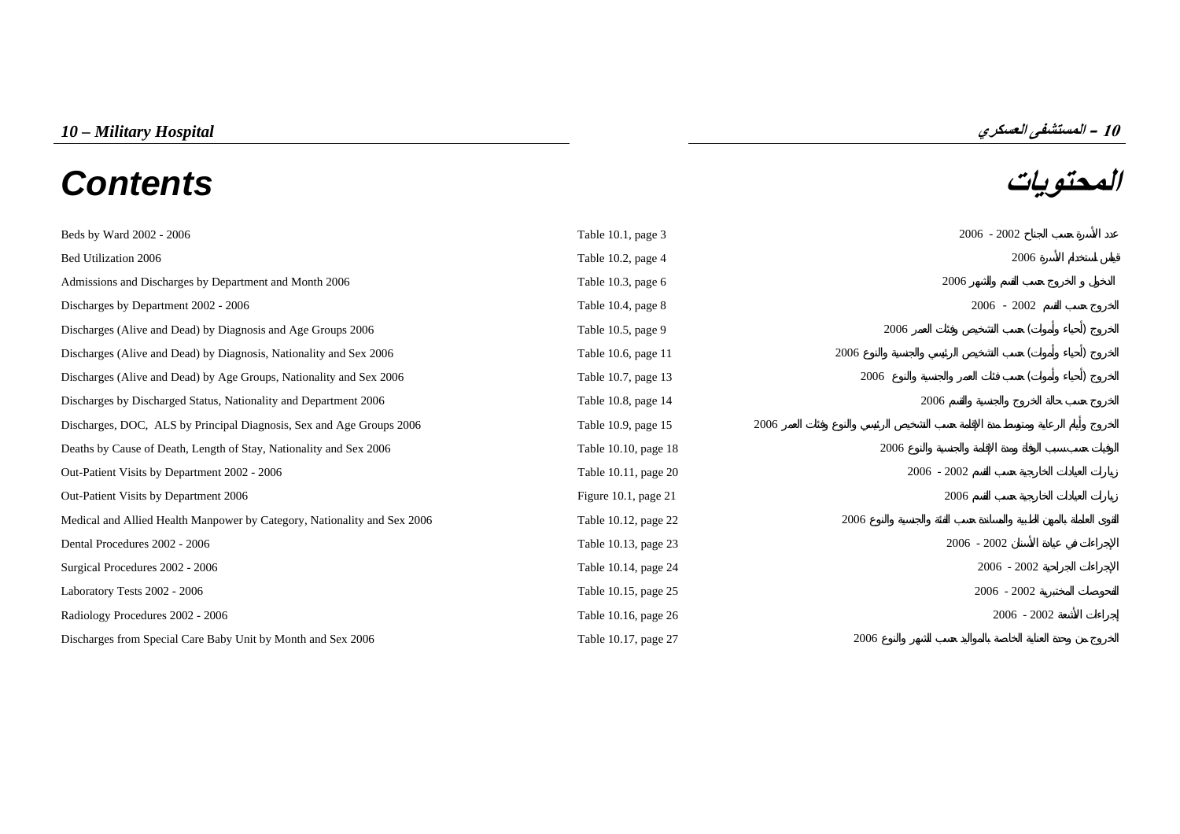# 10 – Military Hospital

# 10 – المستشفى العسكري

# Contents

# المحتويات

| Contents | | المحتويات |
| --- | --- | --- |
| Beds by Wards 2002 - 2006 | Table 10.1, page 3 | عدد الأسرة حسب الجناح 2002 - 2006 |
| Bed Utilization 2006 | Table 10.2, page 4 | قياس استخدام الأسرة 2006 |
| Admissions and Discharges by Department and Month 2006 | Table 10.3, page 6 | الدخول و الخروج حسب القسم والشهر 2006 |
| Discharges by Department 2002 - 2006 | Table 10.4, page 8 | الخروج حسب القسم 2002 - 2006 |
| Discharges (Alive and Dead) by Diagnosis and Age Groups 2006 | Table 10.5, page 9 | الخروج (أحياء وأموات) حسب التشخيص وفئات العمر 2006 |
| Discharges (Alive and Dead) by Diagnosis, Nationality and Sex 2006 | Table 10.6, page 11 | الخروج (أحياء وأموات) حسب التشخيص الرئيسي والجنسية والنوع 2006 |
| Discharges (Alive and Dead) by Age Groups, Nationality and Sex 2006 | Table 10.7, page 13 | الخروج (أحياء وأموات) حسب فئات العمر والجنسية والنوع 2006 |
| Discharges by Discharged Status, Nationality and Department 2006 | Table 10.8, page 14 | الخروج حسب حالة الخروج والجنسية والقسم 2006 |
| Discharges, DOC, ALS by Principal Diagnosis, Sex and Age Groups 2006 | Table 10.9, page 15 | الخروج وأيام الرعاية ومتوسط مدة الإقامة حسب التشخيص الرئيسي والنوع وفئات العمر 2006 |
| Deaths by Cause of Death, Length of Stay, Nationality and Sex 2006 | Table 10.10, page 18 | الوفيات حسب سبب الوفاة ومدة الإقامة والجنسية والنوع 2006 |
| Out-Patient Visits by Department 2002 - 2006 | Table 10.11, page 20 | زيارات العيادات الخارجية حسب القسم 2002 - 2006 |
| Out-Patient Visits by Department 2006 | Figure 10.1, page 21 | زيارات العيادات الخارجية حسب القسم 2006 |
| Medical and Allied Health Manpower by Category, Nationality and Sex 2006 | Table 10.12, page 22 | القوى العاملة بالمهن الطبية والمساندة حسب الفئة والجنسية والنوع 2006 |
| Dental Procedures 2002 - 2006 | Table 10.13, page 23 | الإجراءات في عيادة الأسنان 2002 - 2006 |
| Surgical Procedures 2002 - 2006 | Table 10.14, page 24 | الإجراءات الجراحية 2002 - 2006 |
| Laboratory Tests 2002 - 2006 | Table 10.15, page 25 | الفحوصات المختبرية 2002 - 2006 |
| Radiology Procedures 2002 - 2006 | Table 10.16, page 26 | إجراءات الأشعة 2002 - 2006 |
| Discharges from Special Care Baby Unit by Month and Sex 2006 | Table 10.17, page 27 | الخروج من وحدة العناية الخاصة بالمواليد حسب الشهر والنوع 2006 |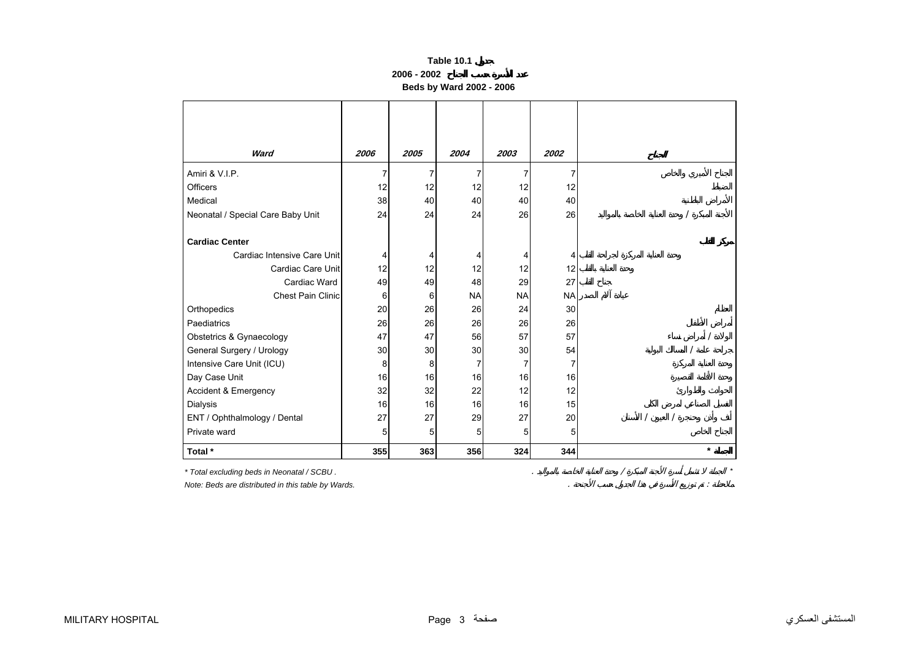# Table 10.1 جدول

## عدد الأسرة حسب الجناح 2002 - 2006

## Beds by Ward 2002 - 2006

| Ward | 2006 | 2005 | 2004 | 2003 | 2002 | الجناح |
|---|---|---|---|---|---|---|
| Amiri & V.I.P. | 7 | 7 | 7 | 7 | 7 | الجناح الأميري والخاص |
| Officers | 12 | 12 | 12 | 12 | 12 | الضباط |
| Medical | 38 | 40 | 40 | 40 | 40 | الأمراض الباطنية |
| Neonatal / Special Care Baby Unit | 24 | 24 | 24 | 26 | 26 | الأجنة المبكرة / وحدة العناية الخاصة بالمواليد |
| **Cardiac Center** | | | | | | **مركز القلب** |
| Cardiac Intensive Care Unit | 4 | 4 | 4 | 4 | 4 | وحدة العناية المركزة لجراحة القلب |
| Cardiac Care Unit | 12 | 12 | 12 | 12 | 12 | وحدة العناية بالقلب |
| Cardiac Ward | 49 | 49 | 48 | 29 | 27 | جناح القلب |
| Chest Pain Clinic | 6 | 6 | NA | NA | NA | عيادة آلام الصدر |
| Orthopedics | 20 | 26 | 26 | 24 | 30 | العظام |
| Paediatrics | 26 | 26 | 26 | 26 | 26 | أمراض الأطفال |
| Obstetrics & Gynaecology | 47 | 47 | 56 | 57 | 57 | الولادة / أمراض نساء |
| General Surgery / Urology | 30 | 30 | 30 | 30 | 54 | جراحة عامة / المسالك البولية |
| Intensive Care Unit (ICU) | 8 | 8 | 7 | 7 | 7 | وحدة العناية المركزة |
| Day Case Unit | 16 | 16 | 16 | 16 | 16 | وحدة الأقامة القصيرة |
| Accident & Emergency | 32 | 32 | 22 | 12 | 12 | الحوادث والطوارئ |
| Dialysis | 16 | 16 | 16 | 16 | 15 | الغسيل الصناعي لمرض الكلى |
| ENT / Ophthalmology / Dental | 27 | 27 | 29 | 27 | 20 | أنف وأذن وحنجرة / العيون / الأسنان |
| Private ward | 5 | 5 | 5 | 5 | 5 | الجناح الخاص |
| **Total *** | **355** | **363** | **356** | **324** | **344** | **الجملة *** |

*\* Total excluding beds in Neonatal / SCBU .*

*\* الجملة لا تشمل أسرة الأجنة المبكرة / وحدة العناية الخاصة بالمواليد .*

*Note: Beds are distributed in this table by Wards.*

*ملاحظة : تم توزيع الأسرة في هذا الجدول حسب الأجنحة .*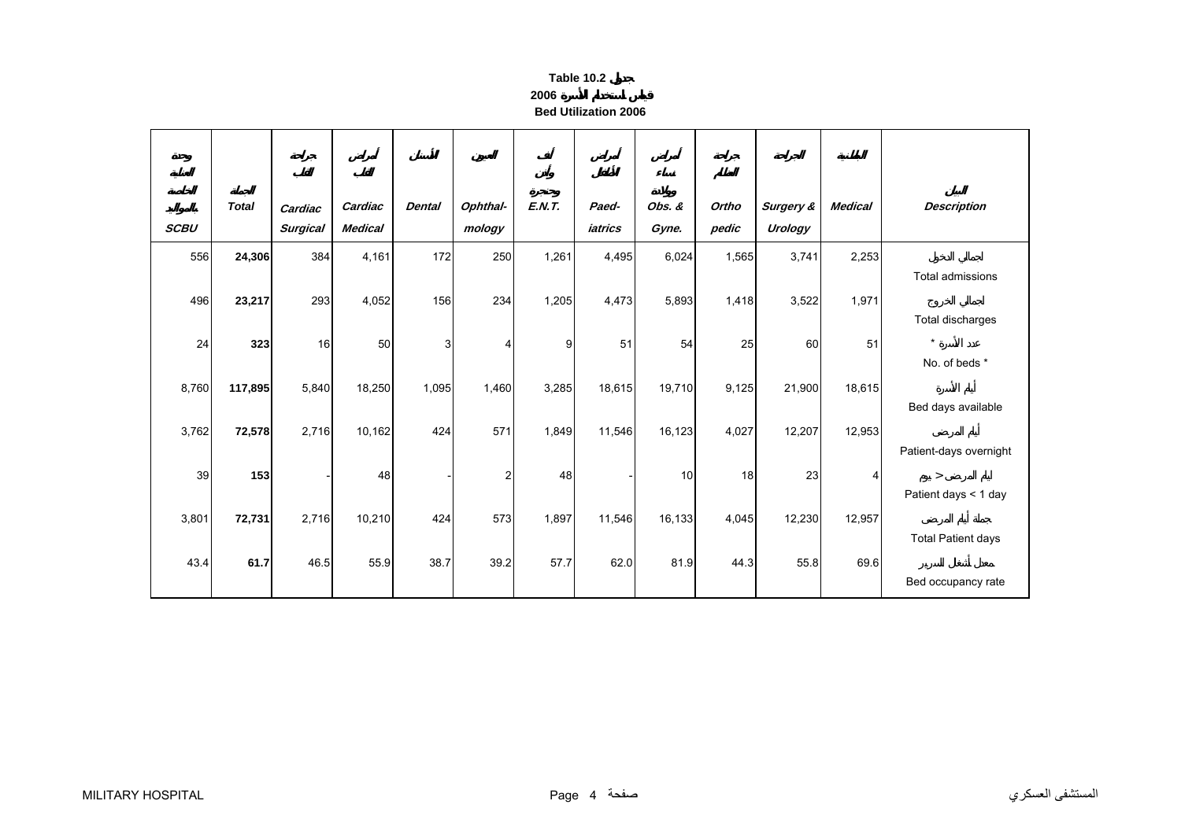# Table 10.2 جدول

## 2006 قياس استخدام الأسرة

## Bed Utilization 2006

| وحدة العناية الخاصة بالمواليد SCBU | الجملة Total | جراحة القلب Cardiac Surgical | أمراض القلب Cardiac Medical | الأسنان Dental | العيون Ophthal-mology | أنف وأذن وحنجرة E.N.T. | أمراض الأطفال Paed-iatrics | أمراض نساء وولادة Obs. & Gyne. | جراحة العظام Ortho pedic | الجراحة Surgery & Urology | الباطنية Medical | البيان Description |
|---|---|---|---|---|---|---|---|---|---|---|---|---|
| 556 | **24,306** | 384 | 4,161 | 172 | 250 | 1,261 | 4,495 | 6,024 | 1,565 | 3,741 | 2,253 | إجمالي الدخول Total admissions |
| 496 | **23,217** | 293 | 4,052 | 156 | 234 | 1,205 | 4,473 | 5,893 | 1,418 | 3,522 | 1,971 | إجمالي الخروج Total discharges |
| 24 | **323** | 16 | 50 | 3 | 4 | 9 | 51 | 54 | 25 | 60 | 51 | عدد الأسرة * No. of beds * |
| 8,760 | **117,895** | 5,840 | 18,250 | 1,095 | 1,460 | 3,285 | 18,615 | 19,710 | 9,125 | 21,900 | 18,615 | أيام الأسرة Bed days available |
| 3,762 | **72,578** | 2,716 | 10,162 | 424 | 571 | 1,849 | 11,546 | 16,123 | 4,027 | 12,207 | 12,953 | أيام المرضى Patient-days overnight |
| 39 | **153** | - | 48 | - | 2 | 48 | - | 10 | 18 | 23 | 4 | أيام المرضى > يوم Patient days < 1 day |
| 3,801 | **72,731** | 2,716 | 10,210 | 424 | 573 | 1,897 | 11,546 | 16,133 | 4,045 | 12,230 | 12,957 | جملة أيام المرضى Total Patient days |
| 43.4 | **61.7** | 46.5 | 55.9 | 38.7 | 39.2 | 57.7 | 62.0 | 81.9 | 44.3 | 55.8 | 69.6 | معدل أشغال السرير Bed occupancy rate |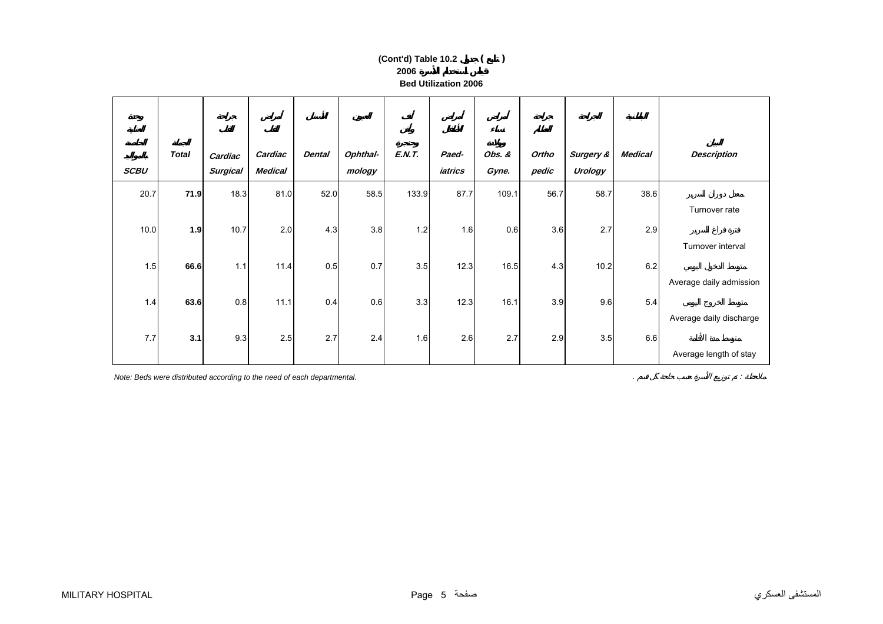# (Cont'd) Table 10.2 جدول ( تابع )

## قياس استخدام الأسرة 2006

## Bed Utilization 2006

| وحدة العناية الخاصة بالمواليد SCBU | الجملة Total | جراحة القلب Cardiac Surgical | أمراض القلب Cardiac Medical | الأسنان Dental | العيون Ophthal-mology | أنف وأذن وحنجرة E.N.T. | أمراض الأطفال Paed-iatrics | أمراض نساء وولادة Obs. & Gyne. | جراحة العظام Ortho pedic | الجراحة Surgery & Urology | الباطنية Medical | البيان Description |
|---|---|---|---|---|---|---|---|---|---|---|---|---|
| 20.7 | **71.9** | 18.3 | 81.0 | 52.0 | 58.5 | 133.9 | 87.7 | 109.1 | 56.7 | 58.7 | 38.6 | معدل دوران السرير Turnover rate |
| 10.0 | **1.9** | 10.7 | 2.0 | 4.3 | 3.8 | 1.2 | 1.6 | 0.6 | 3.6 | 2.7 | 2.9 | فترة فراغ السرير Turnover interval |
| 1.5 | **66.6** | 1.1 | 11.4 | 0.5 | 0.7 | 3.5 | 12.3 | 16.5 | 4.3 | 10.2 | 6.2 | متوسط الدخول اليومي Average daily admission |
| 1.4 | **63.6** | 0.8 | 11.1 | 0.4 | 0.6 | 3.3 | 12.3 | 16.1 | 3.9 | 9.6 | 5.4 | متوسط الخروج اليومي Average daily discharge |
| 7.7 | **3.1** | 9.3 | 2.5 | 2.7 | 2.4 | 1.6 | 2.6 | 2.7 | 2.9 | 3.5 | 6.6 | متوسط مدة الأقامة Average length of stay |

*Note: Beds were distributed according to the need of each departmental.*

ملاحظة : تم توزيع الأسرة حسب حاجة كل قسم .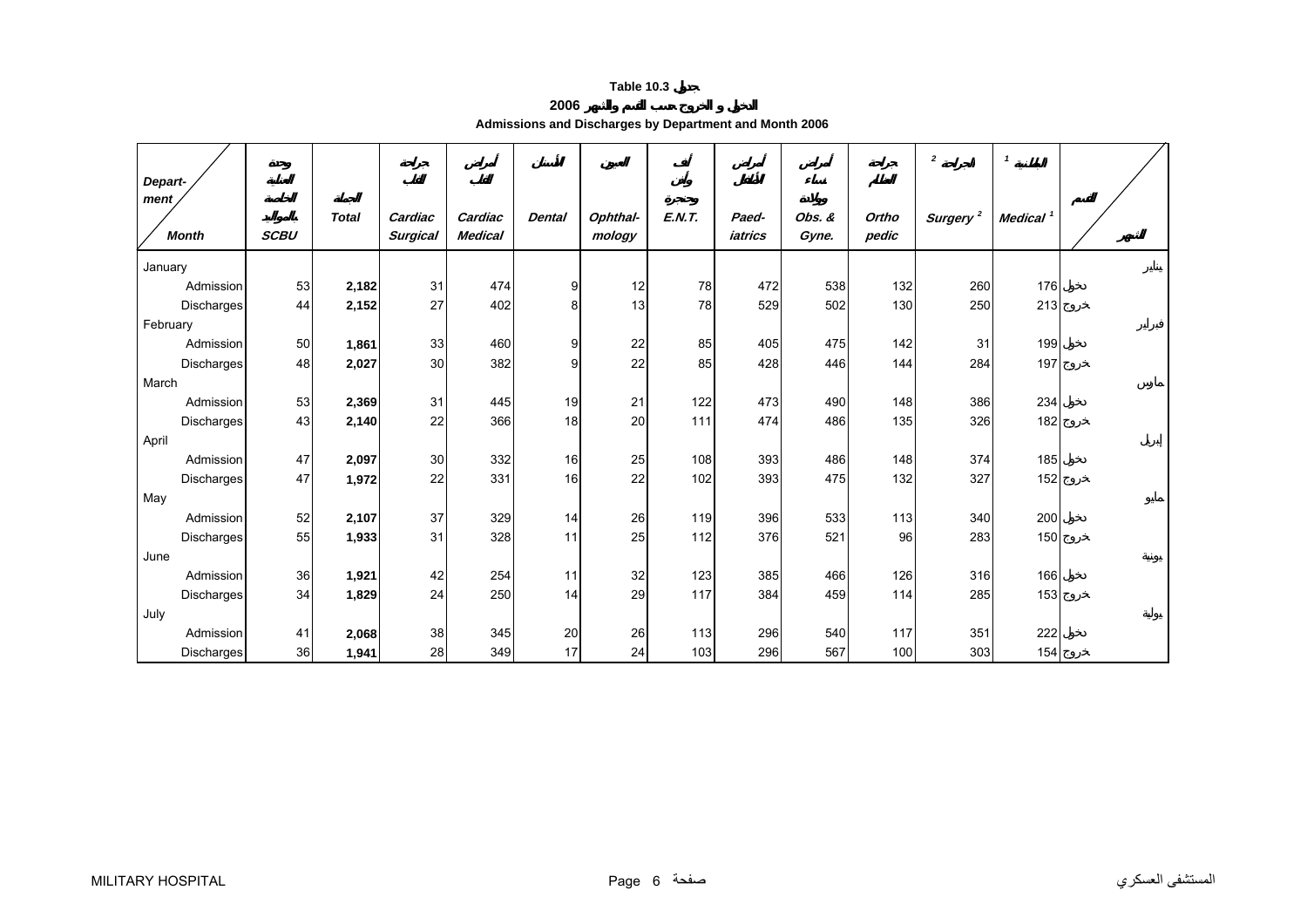**Table 10.3 جدول**

**الدخول و الخروج حسب القسم والشهر 2006**

**Admissions and Discharges by Department and Month 2006**

| Department / Month | وحدة العناية الخاصة بالمواليد SCBU | الجملة Total | جراحة القلب Cardiac Surgical | أمراض القلب Cardiac Medical | الأسنان Dental | العيون Ophthal-mology | أنف وأذن وحنجرة E.N.T. | أمراض الأطفال Paed-iatrics | أمراض نساء وولادة Obs. & Gyne. | جراحة العظام Ortho pedic | الجراحة Surgery [2] | الباطنية Medical [1] | القسم / الشهر |
|---|---|---|---|---|---|---|---|---|---|---|---|---|---|
| January | | | | | | | | | | | | | يناير |
| Admission | 53 | **2,182** | 31 | 474 | 9 | 12 | 78 | 472 | 538 | 132 | 260 | 176 | دخول |
| Discharges | 44 | **2,152** | 27 | 402 | 8 | 13 | 78 | 529 | 502 | 130 | 250 | 213 | خروج |
| February | | | | | | | | | | | | | فبراير |
| Admission | 50 | **1,861** | 33 | 460 | 9 | 22 | 85 | 405 | 475 | 142 | 31 | 199 | دخول |
| Discharges | 48 | **2,027** | 30 | 382 | 9 | 22 | 85 | 428 | 446 | 144 | 284 | 197 | خروج |
| March | | | | | | | | | | | | | مارس |
| Admission | 53 | **2,369** | 31 | 445 | 19 | 21 | 122 | 473 | 490 | 148 | 386 | 234 | دخول |
| Discharges | 43 | **2,140** | 22 | 366 | 18 | 20 | 111 | 474 | 486 | 135 | 326 | 182 | خروج |
| April | | | | | | | | | | | | | إبريل |
| Admission | 47 | **2,097** | 30 | 332 | 16 | 25 | 108 | 393 | 486 | 148 | 374 | 185 | دخول |
| Discharges | 47 | **1,972** | 22 | 331 | 16 | 22 | 102 | 393 | 475 | 132 | 327 | 152 | خروج |
| May | | | | | | | | | | | | | مايو |
| Admission | 52 | **2,107** | 37 | 329 | 14 | 26 | 119 | 396 | 533 | 113 | 340 | 200 | دخول |
| Discharges | 55 | **1,933** | 31 | 328 | 11 | 25 | 112 | 376 | 521 | 96 | 283 | 150 | خروج |
| June | | | | | | | | | | | | | يونية |
| Admission | 36 | **1,921** | 42 | 254 | 11 | 32 | 123 | 385 | 466 | 126 | 316 | 166 | دخول |
| Discharges | 34 | **1,829** | 24 | 250 | 14 | 29 | 117 | 384 | 459 | 114 | 285 | 153 | خروج |
| July | | | | | | | | | | | | | يولية |
| Admission | 41 | **2,068** | 38 | 345 | 20 | 26 | 113 | 296 | 540 | 117 | 351 | 222 | دخول |
| Discharges | 36 | **1,941** | 28 | 349 | 17 | 24 | 103 | 296 | 567 | 100 | 303 | 154 | خروج |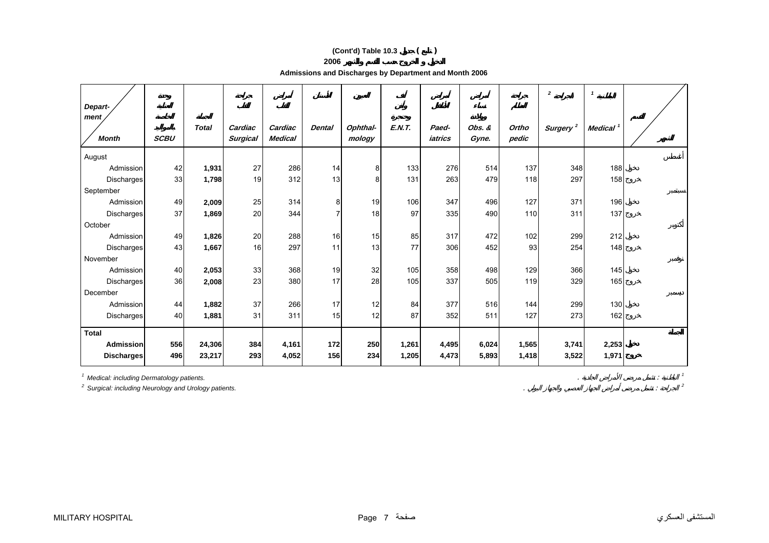# (Cont'd) Table 10.3 جدول ( تابع )

## الدخول و الخروج حسب القسم والشهر 2006

### Admissions and Discharges by Department and Month 2006

| Department / Month | SCBU وحدة العناية الخاصة بالمواليد | Total الجملة | Cardiac Surgical جراحة القلب | Cardiac Medical أمراض القلب | Dental الأسنان | Ophthalmology العيون | E.N.T. أنف وأذن وحنجرة | Paediatrics أمراض الأطفال | Obs. & Gyne. أمراض نساء وولادة | Orthopedic جراحة العظام | Surgery [2] الجراحة [2] | Medical [1] الباطنية [1] | القسم / الشهر |
|---|---|---|---|---|---|---|---|---|---|---|---|---|---|
| August | | | | | | | | | | | | | أغسطس |
| Admission | 42 | **1,931** | 27 | 286 | 14 | 8 | 133 | 276 | 514 | 137 | 348 | 188 | دخول |
| Discharges | 33 | **1,798** | 19 | 312 | 13 | 8 | 131 | 263 | 479 | 118 | 297 | 158 | خروج |
| September | | | | | | | | | | | | | سبتمبر |
| Admission | 49 | **2,009** | 25 | 314 | 8 | 19 | 106 | 347 | 496 | 127 | 371 | 196 | دخول |
| Discharges | 37 | **1,869** | 20 | 344 | 7 | 18 | 97 | 335 | 490 | 110 | 311 | 137 | خروج |
| October | | | | | | | | | | | | | أكتوبر |
| Admission | 49 | **1,826** | 20 | 288 | 16 | 15 | 85 | 317 | 472 | 102 | 299 | 212 | دخول |
| Discharges | 43 | **1,667** | 16 | 297 | 11 | 13 | 77 | 306 | 452 | 93 | 254 | 148 | خروج |
| November | | | | | | | | | | | | | نوفمبر |
| Admission | 40 | **2,053** | 33 | 368 | 19 | 32 | 105 | 358 | 498 | 129 | 366 | 145 | دخول |
| Discharges | 36 | **2,008** | 23 | 380 | 17 | 28 | 105 | 337 | 505 | 119 | 329 | 165 | خروج |
| December | | | | | | | | | | | | | ديسمبر |
| Admission | 44 | **1,882** | 37 | 266 | 17 | 12 | 84 | 377 | 516 | 144 | 299 | 130 | دخول |
| Discharges | 40 | **1,881** | 31 | 311 | 15 | 12 | 87 | 352 | 511 | 127 | 273 | 162 | خروج |
| **Total** | | | | | | | | | | | | | **الجملة** |
| **Admission** | **556** | **24,306** | **384** | **4,161** | **172** | **250** | **1,261** | **4,495** | **6,024** | **1,565** | **3,741** | **2,253** | **دخول** |
| **Discharges** | **496** | **23,217** | **293** | **4,052** | **156** | **234** | **1,205** | **4,473** | **5,893** | **1,418** | **3,522** | **1,971** | **خروج** |

[1] *Medical: including Dermatology patients.* — [1] الباطنية : تشمل مرضى الأمراض الجلدية .

[2] *Surgical: including Neurology and Urology patients.* — [2] الجراحة : تشمل مرضى أمراض الجهاز العصبي والجهاز البولي .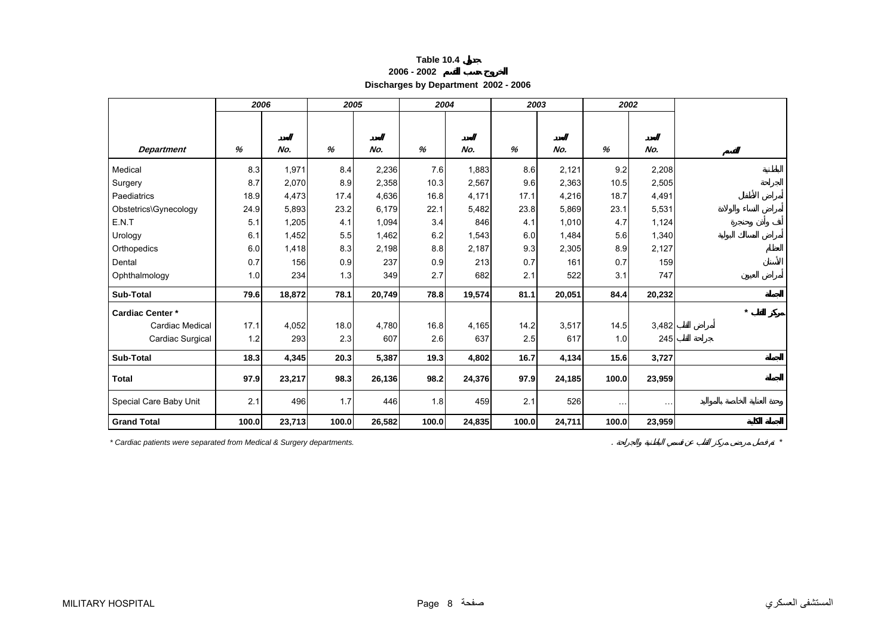# Table 10.4 جدول

## الخروج حسب القسم 2002 - 2006

## Discharges by Department 2002 - 2006

| Department | 2006 % | 2006 No. العدد | 2005 % | 2005 No. العدد | 2004 % | 2004 No. العدد | 2003 % | 2003 No. العدد | 2002 % | 2002 No. العدد | القسم |
|---|---|---|---|---|---|---|---|---|---|---|---|
| Medical | 8.3 | 1,971 | 8.4 | 2,236 | 7.6 | 1,883 | 8.6 | 2,121 | 9.2 | 2,208 | الباطنية |
| Surgery | 8.7 | 2,070 | 8.9 | 2,358 | 10.3 | 2,567 | 9.6 | 2,363 | 10.5 | 2,505 | الجراحة |
| Paediatrics | 18.9 | 4,473 | 17.4 | 4,636 | 16.8 | 4,171 | 17.1 | 4,216 | 18.7 | 4,491 | أمراض الأطفال |
| Obstetrics\Gynecology | 24.9 | 5,893 | 23.2 | 6,179 | 22.1 | 5,482 | 23.8 | 5,869 | 23.1 | 5,531 | أمراض النساء والولادة |
| E.N.T | 5.1 | 1,205 | 4.1 | 1,094 | 3.4 | 846 | 4.1 | 1,010 | 4.7 | 1,124 | أنف وأذن وحنجرة |
| Urology | 6.1 | 1,452 | 5.5 | 1,462 | 6.2 | 1,543 | 6.0 | 1,484 | 5.6 | 1,340 | أمراض المسالك البولية |
| Orthopedics | 6.0 | 1,418 | 8.3 | 2,198 | 8.8 | 2,187 | 9.3 | 2,305 | 8.9 | 2,127 | العظام |
| Dental | 0.7 | 156 | 0.9 | 237 | 0.9 | 213 | 0.7 | 161 | 0.7 | 159 | الأسنان |
| Ophthalmology | 1.0 | 234 | 1.3 | 349 | 2.7 | 682 | 2.1 | 522 | 3.1 | 747 | أمراض العيون |
| **Sub-Total** | **79.6** | **18,872** | **78.1** | **20,749** | **78.8** | **19,574** | **81.1** | **20,051** | **84.4** | **20,232** | **الجملة** |
| **Cardiac Center *** | | | | | | | | | | | **مركز القلب *** |
| Cardiac Medical | 17.1 | 4,052 | 18.0 | 4,780 | 16.8 | 4,165 | 14.2 | 3,517 | 14.5 | 3,482 | أمراض القلب |
| Cardiac Surgical | 1.2 | 293 | 2.3 | 607 | 2.6 | 637 | 2.5 | 617 | 1.0 | 245 | جراحة القلب |
| **Sub-Total** | **18.3** | **4,345** | **20.3** | **5,387** | **19.3** | **4,802** | **16.7** | **4,134** | **15.6** | **3,727** | **الجملة** |
| **Total** | **97.9** | **23,217** | **98.3** | **26,136** | **98.2** | **24,376** | **97.9** | **24,185** | **100.0** | **23,959** | **الجملة** |
| Special Care Baby Unit | 2.1 | 496 | 1.7 | 446 | 1.8 | 459 | 2.1 | 526 | … | … | وحدة العناية الخاصة بالمواليد |
| **Grand Total** | **100.0** | **23,713** | **100.0** | **26,582** | **100.0** | **24,835** | **100.0** | **24,711** | **100.0** | **23,959** | **الجملة الكلية** |

*\* Cardiac patients were separated from Medical & Surgery departments.*

\* تم فصل مرضى مركز القلب عن قسمي الباطنية والجراحة .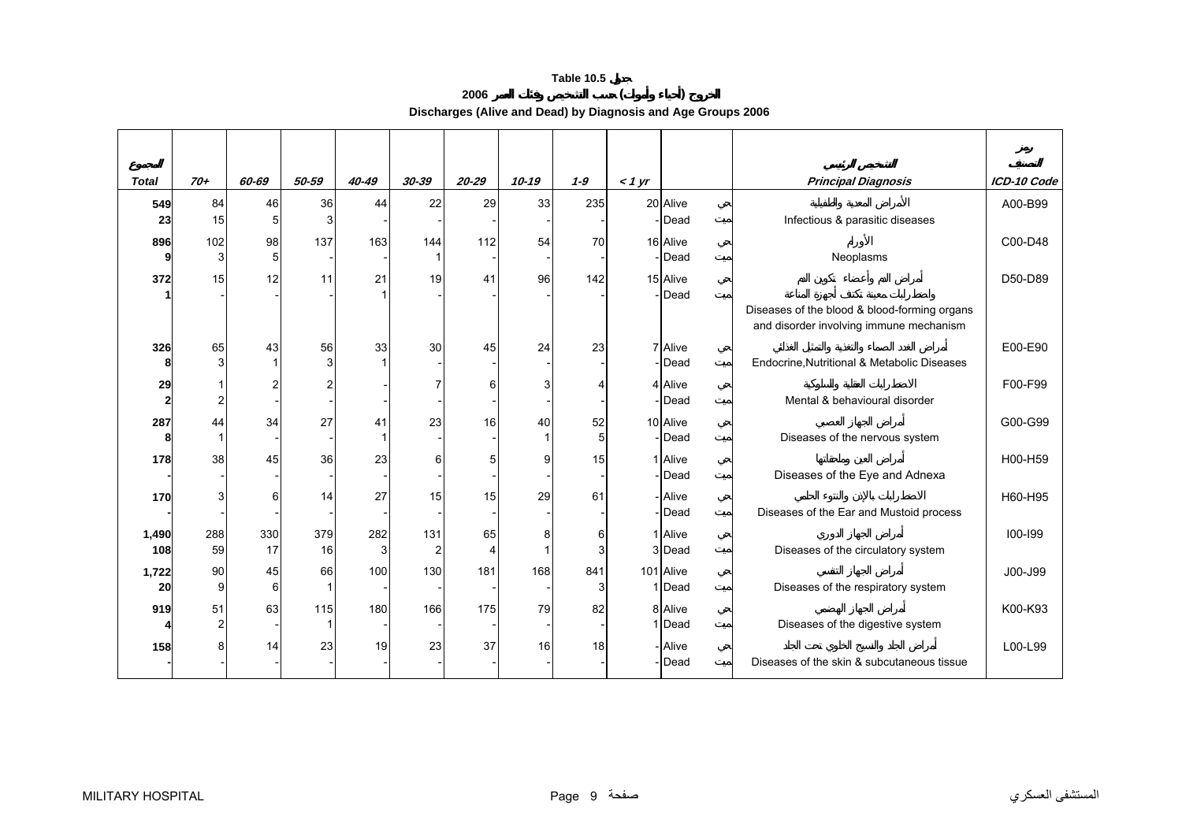# Table 10.5 جدول

## الخروج (أحياء وأموات) حسب التشخيص وفئات العمر 2006

## Discharges (Alive and Dead) by Diagnosis and Age Groups 2006

| المجموع Total | 70+ | 60-69 | 50-59 | 40-49 | 30-39 | 20-29 | 10-19 | 1-9 | < 1 yr | | | التشخيص الرئيسي Principal Diagnosis | رمز التصنيف ICD-10 Code |
|---|---|---|---|---|---|---|---|---|---|---|---|---|---|
| 549 | 84 | 46 | 36 | 44 | 22 | 29 | 33 | 235 | 20 | Alive | حي | الأمراض المعدية والطفيلية | A00-B99 |
| 23 | 15 | 5 | 3 | - | - | - | - | - | - | Dead | ميت | Infectious & parasitic diseases | |
| 896 | 102 | 98 | 137 | 163 | 144 | 112 | 54 | 70 | 16 | Alive | حي | الأورام | C00-D48 |
| 9 | 3 | 5 | - | - | 1 | - | - | - | - | Dead | ميت | Neoplasms | |
| 372 | 15 | 12 | 11 | 21 | 19 | 41 | 96 | 142 | 15 | Alive | حي | أمراض الدم وأعضاء تكوين الدم واضطرابات معينة تكتنف أجهزة المناعة | D50-D89 |
| 1 | - | - | - | 1 | - | - | - | - | - | Dead | ميت | Diseases of the blood & blood-forming organs and disorder involving immune mechanism | |
| 326 | 65 | 43 | 56 | 33 | 30 | 45 | 24 | 23 | 7 | Alive | حي | أمراض الغدد الصماء والتغذية والتمثيل الغذائي | E00-E90 |
| 8 | 3 | 1 | 3 | 1 | - | - | - | - | - | Dead | ميت | Endocrine,Nutritional & Metabolic Diseases | |
| 29 | 1 | 2 | 2 | - | 7 | 6 | 3 | 4 | 4 | Alive | حي | الاضطرابات العقلية والسلوكية | F00-F99 |
| 2 | 2 | - | - | - | - | - | - | - | - | Dead | ميت | Mental & behavioural disorder | |
| 287 | 44 | 34 | 27 | 41 | 23 | 16 | 40 | 52 | 10 | Alive | حي | أمراض الجهاز العصبي | G00-G99 |
| 8 | 1 | - | - | 1 | - | - | 1 | 5 | - | Dead | ميت | Diseases of the nervous system | |
| 178 | 38 | 45 | 36 | 23 | 6 | 5 | 9 | 15 | 1 | Alive | حي | أمراض العين وملحقاتها | H00-H59 |
| - | - | - | - | - | - | - | - | - | - | Dead | ميت | Diseases of the Eye and Adnexa | |
| 170 | 3 | 6 | 14 | 27 | 15 | 15 | 29 | 61 | - | Alive | حي | الاضطرابات بالإذن والنتوء الحلمي | H60-H95 |
| - | - | - | - | - | - | - | - | - | - | Dead | ميت | Diseases of the Ear and Mustoid process | |
| 1,490 | 288 | 330 | 379 | 282 | 131 | 65 | 8 | 6 | 1 | Alive | حي | أمراض الجهاز الدوري | I00-I99 |
| 108 | 59 | 17 | 16 | 3 | 2 | 4 | 1 | 3 | 3 | Dead | ميت | Diseases of the circulatory system | |
| 1,722 | 90 | 45 | 66 | 100 | 130 | 181 | 168 | 841 | 101 | Alive | حي | أمراض الجهاز التنفسي | J00-J99 |
| 20 | 9 | 6 | 1 | - | - | - | - | 3 | 1 | Dead | ميت | Diseases of the respiratory system | |
| 919 | 51 | 63 | 115 | 180 | 166 | 175 | 79 | 82 | 8 | Alive | حي | أمراض الجهاز الهضمي | K00-K93 |
| 4 | 2 | - | 1 | - | - | - | - | - | 1 | Dead | ميت | Diseases of the digestive system | |
| 158 | 8 | 14 | 23 | 19 | 23 | 37 | 16 | 18 | - | Alive | حي | أمراض الجلد والنسيج الخلوي تحت الجلد | L00-L99 |
| - | - | - | - | - | - | - | - | - | - | Dead | ميت | Diseases of the skin & subcutaneous tissue | |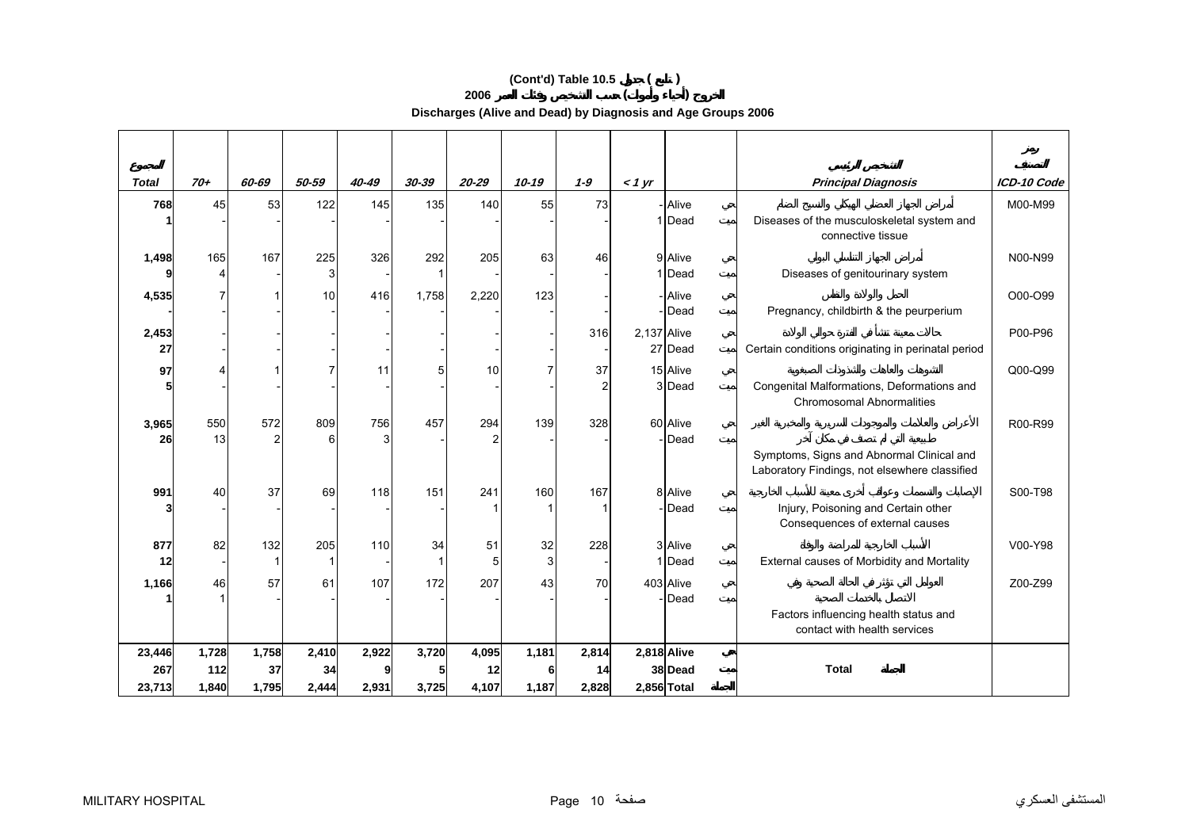# (Cont'd) Table 10.5 جدول ( تابع )

## الخروج (أحياء وأموات) حسب التشخيص وفئات العمر 2006

## Discharges (Alive and Dead) by Diagnosis and Age Groups 2006

| المجموع Total | 70+ | 60-69 | 50-59 | 40-49 | 30-39 | 20-29 | 10-19 | 1-9 | < 1 yr | | | التشخيص الرئيسي Principal Diagnosis | رمز التصنيف ICD-10 Code |
|---|---|---|---|---|---|---|---|---|---|---|---|---|---|
| 768 | 45 | 53 | 122 | 145 | 135 | 140 | 55 | 73 | - | Alive | حي | أمراض الجهاز العضلي الهيكلي والنسيج الضام | M00-M99 |
| 1 | - | - | - | - | - | - | - | - | 1 | Dead | ميت | Diseases of the musculoskeletal system and connective tissue | |
| 1,498 | 165 | 167 | 225 | 326 | 292 | 205 | 63 | 46 | 9 | Alive | حي | أمراض الجهاز التناسلي البولي | N00-N99 |
| 9 | 4 | - | 3 | - | 1 | - | - | - | 1 | Dead | ميت | Diseases of genitourinary system | |
| 4,535 | 7 | 1 | 10 | 416 | 1,758 | 2,220 | 123 | - | - | Alive | حي | الحمل والولادة والنفاس | O00-O99 |
| - | - | - | - | - | - | - | - | - | - | Dead | ميت | Pregnancy, childbirth & the peurperium | |
| 2,453 | - | - | - | - | - | - | - | 316 | 2,137 | Alive | حي | حالات معينة تنشأ في الفترة حوالي الولادة | P00-P96 |
| 27 | - | - | - | - | - | - | - | - | 27 | Dead | ميت | Certain conditions originating in perinatal period | |
| 97 | 4 | 1 | 7 | 11 | 5 | 10 | 7 | 37 | 15 | Alive | حي | التشوهات والعاهات والتشوهات الصبغوية | Q00-Q99 |
| 5 | - | - | - | - | - | - | - | 2 | 3 | Dead | ميت | Congenital Malformations, Deformations and Chromosomal Abnormalities | |
| 3,965 | 550 | 572 | 809 | 756 | 457 | 294 | 139 | 328 | 60 | Alive | حي | الأعراض والعلامات والموجودات السريرية والمخبرية الغير طبيعية التي لم تصنف في مكان آخر | R00-R99 |
| 26 | 13 | 2 | 6 | 3 | - | 2 | - | - | - | Dead | ميت | Symptoms, Signs and Abnormal Clinical and Laboratory Findings, not elsewhere classified | |
| 991 | 40 | 37 | 69 | 118 | 151 | 241 | 160 | 167 | 8 | Alive | حي | الإصابات والتسممات وعواقب أخرى معينة للأسباب الخارجية | S00-T98 |
| 3 | - | - | - | - | - | 1 | 1 | 1 | - | Dead | ميت | Injury, Poisoning and Certain other Consequences of external causes | |
| 877 | 82 | 132 | 205 | 110 | 34 | 51 | 32 | 228 | 3 | Alive | حي | الأسباب الخارجية للمراضة والوفاة | V00-Y98 |
| 12 | - | 1 | 1 | - | 1 | 5 | 3 | - | 1 | Dead | ميت | External causes of Morbidity and Mortality | |
| 1,166 | 46 | 57 | 61 | 107 | 172 | 207 | 43 | 70 | 403 | Alive | حي | العوامل التي تؤثر في الحالة الصحية وفي الاتصال بالخدمات الصحية | Z00-Z99 |
| 1 | 1 | - | - | - | - | - | - | - | - | Dead | ميت | Factors influencing health status and contact with health services | |
| **23,446** | **1,728** | **1,758** | **2,410** | **2,922** | **3,720** | **4,095** | **1,181** | **2,814** | **2,818** | **Alive** | **حي** | | |
| **267** | **112** | **37** | **34** | **9** | **5** | **12** | **6** | **14** | **38** | **Dead** | **ميت** | **Total الجملة** | |
| **23,713** | **1,840** | **1,795** | **2,444** | **2,931** | **3,725** | **4,107** | **1,187** | **2,828** | **2,856** | **Total** | **الجملة** | | |

MILITARY HOSPITAL — المستشفى العسكري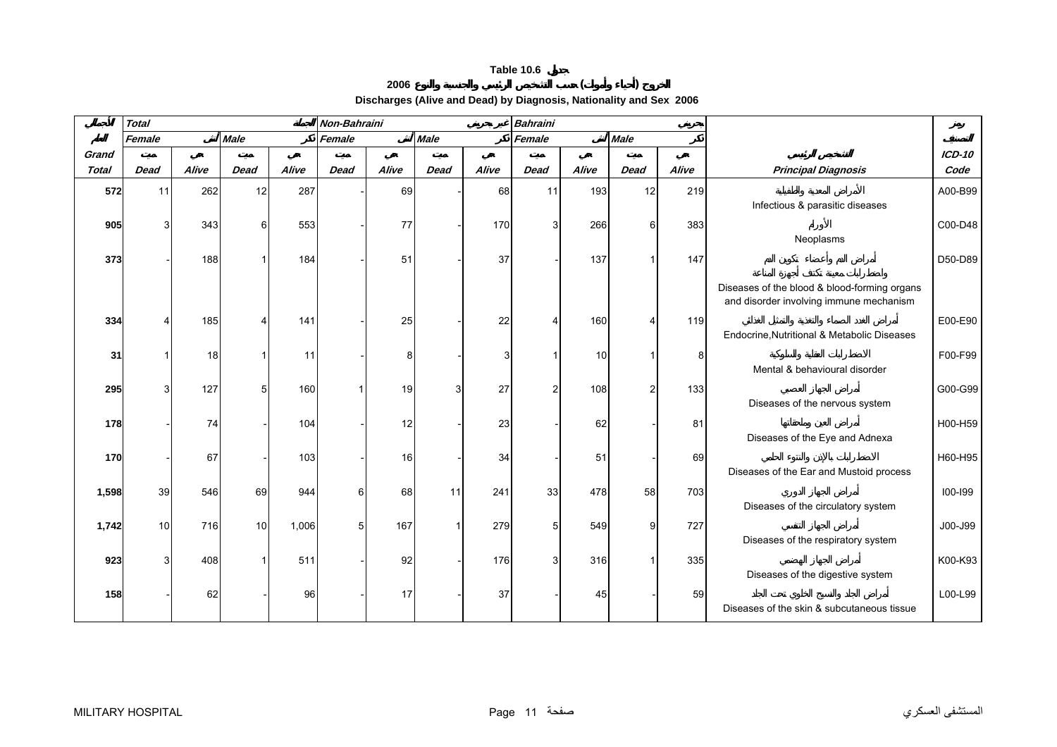**Table 10.6 جدول**

**2006 الخروج (أحياء وأموات) حسب التشخيص الرئيسي والجنسية والنوع**

**Discharges (Alive and Dead) by Diagnosis, Nationality and Sex 2006**

| الجملة | Total | | | الجملة | Non-Bahraini | | | غير بحريني | Bahraini | | | بحريني | | رمز |
|---|---|---|---|---|---|---|---|---|---|---|---|---|---|---|
| العام | Female | أنثى | Male | ذكر | Female | أنثى | Male | ذكر | Female | أنثى | Male | ذكر | | التصنيف |
| Grand | ميت | حي | ميت | حي | ميت | حي | ميت | حي | ميت | حي | ميت | حي | التشخيص الرئيسي | ICD-10 |
| Total | Dead | Alive | Dead | Alive | Dead | Alive | Dead | Alive | Dead | Alive | Dead | Alive | Principal Diagnosis | Code |
| 572 | 11 | 262 | 12 | 287 | - | 69 | - | 68 | 11 | 193 | 12 | 219 | الأمراض المعدية والطفيلية<br>Infectious & parasitic diseases | A00-B99 |
| 905 | 3 | 343 | 6 | 553 | - | 77 | - | 170 | 3 | 266 | 6 | 383 | الأورام<br>Neoplasms | C00-D48 |
| 373 | - | 188 | 1 | 184 | - | 51 | - | 37 | - | 137 | 1 | 147 | أمراض الدم وأعضاء تكوين الدم واضطرابات معينة تكتنف أجهزة المناعة<br>Diseases of the blood & blood-forming organs and disorder involving immune mechanism | D50-D89 |
| 334 | 4 | 185 | 4 | 141 | - | 25 | - | 22 | 4 | 160 | 4 | 119 | أمراض الغدد الصماء والتغذية والتمثيل الغذائي<br>Endocrine,Nutritional & Metabolic Diseases | E00-E90 |
| 31 | 1 | 18 | 1 | 11 | - | 8 | - | 3 | 1 | 10 | 1 | 8 | الاضطرابات العقلية والسلوكية<br>Mental & behavioural disorder | F00-F99 |
| 295 | 3 | 127 | 5 | 160 | 1 | 19 | 3 | 27 | 2 | 108 | 2 | 133 | أمراض الجهاز العصبي<br>Diseases of the nervous system | G00-G99 |
| 178 | - | 74 | - | 104 | - | 12 | - | 23 | - | 62 | - | 81 | أمراض العين وملحقاتها<br>Diseases of the Eye and Adnexa | H00-H59 |
| 170 | - | 67 | - | 103 | - | 16 | - | 34 | - | 51 | - | 69 | الاضطرابات بالإذن والنتوء الحلمي<br>Diseases of the Ear and Mustoid process | H60-H95 |
| 1,598 | 39 | 546 | 69 | 944 | 6 | 68 | 11 | 241 | 33 | 478 | 58 | 703 | أمراض الجهاز الدوري<br>Diseases of the circulatory system | I00-I99 |
| 1,742 | 10 | 716 | 10 | 1,006 | 5 | 167 | 1 | 279 | 5 | 549 | 9 | 727 | أمراض الجهاز التنفسي<br>Diseases of the respiratory system | J00-J99 |
| 923 | 3 | 408 | 1 | 511 | - | 92 | - | 176 | 3 | 316 | 1 | 335 | أمراض الجهاز الهضمي<br>Diseases of the digestive system | K00-K93 |
| 158 | - | 62 | - | 96 | - | 17 | - | 37 | - | 45 | - | 59 | أمراض الجلد والنسيج الخلوي تحت الجلد<br>Diseases of the skin & subcutaneous tissue | L00-L99 |

MILITARY HOSPITAL المستشفى العسكري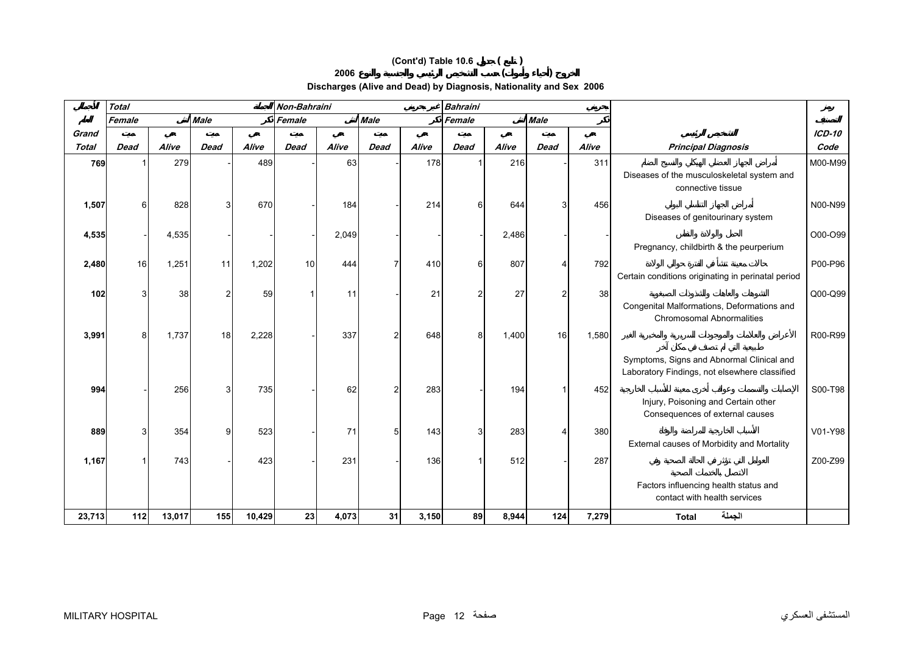# (Cont'd) Table 10.6 جدول ( تابع )

## الخروج (أحياء وأموات) حسب التشخيص الرئيسي والجنسية والنوع 2006

## Discharges (Alive and Dead) by Diagnosis, Nationality and Sex 2006

| الإجمالي | Total | | | الجملة | Non-Bahraini | | | غير بحريني | Bahraini | | | بحريني | | رمز التصنيف |
|---|---|---|---|---|---|---|---|---|---|---|---|---|---|---|
| الكلي | Female | أنثى | Male | ذكر | Female | أنثى | Male | ذكر | Female | أنثى | Male | ذكر | | |
| Grand | ميت | حي | ميت | حي | ميت | حي | ميت | حي | ميت | حي | ميت | حي | التشخيص الرئيسي | ICD-10 |
| Total | Dead | Alive | Dead | Alive | Dead | Alive | Dead | Alive | Dead | Alive | Dead | Alive | Principal Diagnosis | Code |
| 769 | 1 | 279 | - | 489 | - | 63 | - | 178 | 1 | 216 | - | 311 | أمراض الجهاز العضلي الهيكلي والنسيج الضام Diseases of the musculoskeletal system and connective tissue | M00-M99 |
| 1,507 | 6 | 828 | 3 | 670 | - | 184 | - | 214 | 6 | 644 | 3 | 456 | أمراض الجهاز التناسلي والبولي Diseases of genitourinary system | N00-N99 |
| 4,535 | - | 4,535 | - | - | - | 2,049 | - | - | - | 2,486 | - | - | الحمل والولادة والنفاس Pregnancy, childbirth & the peurperium | O00-O99 |
| 2,480 | 16 | 1,251 | 11 | 1,202 | 10 | 444 | 7 | 410 | 6 | 807 | 4 | 792 | حالات معينة تنشأ في الفترة حوالي الولادة Certain conditions originating in perinatal period | P00-P96 |
| 102 | 3 | 38 | 2 | 59 | 1 | 11 | - | 21 | 2 | 27 | 2 | 38 | التشوهات والعاهات والشذوذات الصبغوية Congenital Malformations, Deformations and Chromosomal Abnormalities | Q00-Q99 |
| 3,991 | 8 | 1,737 | 18 | 2,228 | - | 337 | 2 | 648 | 8 | 1,400 | 16 | 1,580 | الأعراض والعلامات والموجودات السريرية والمخبرية الغير طبيعية التي لم تصنف في مكان آخر Symptoms, Signs and Abnormal Clinical and Laboratory Findings, not elsewhere classified | R00-R99 |
| 994 | - | 256 | 3 | 735 | - | 62 | 2 | 283 | - | 194 | 1 | 452 | الإصابات والتسممات وعواقب أخرى معينة للأسباب الخارجية Injury, Poisoning and Certain other Consequences of external causes | S00-T98 |
| 889 | 3 | 354 | 9 | 523 | - | 71 | 5 | 143 | 3 | 283 | 4 | 380 | الأسباب الخارجية للمراضة والوفاة External causes of Morbidity and Mortality | V01-Y98 |
| 1,167 | 1 | 743 | - | 423 | - | 231 | - | 136 | 1 | 512 | - | 287 | العوامل التي تؤثر في الحالة الصحية وفي الاتصال بالخدمات الصحية Factors influencing health status and contact with health services | Z00-Z99 |
| 23,713 | 112 | 13,017 | 155 | 10,429 | 23 | 4,073 | 31 | 3,150 | 89 | 8,944 | 124 | 7,279 | Total الجملة | |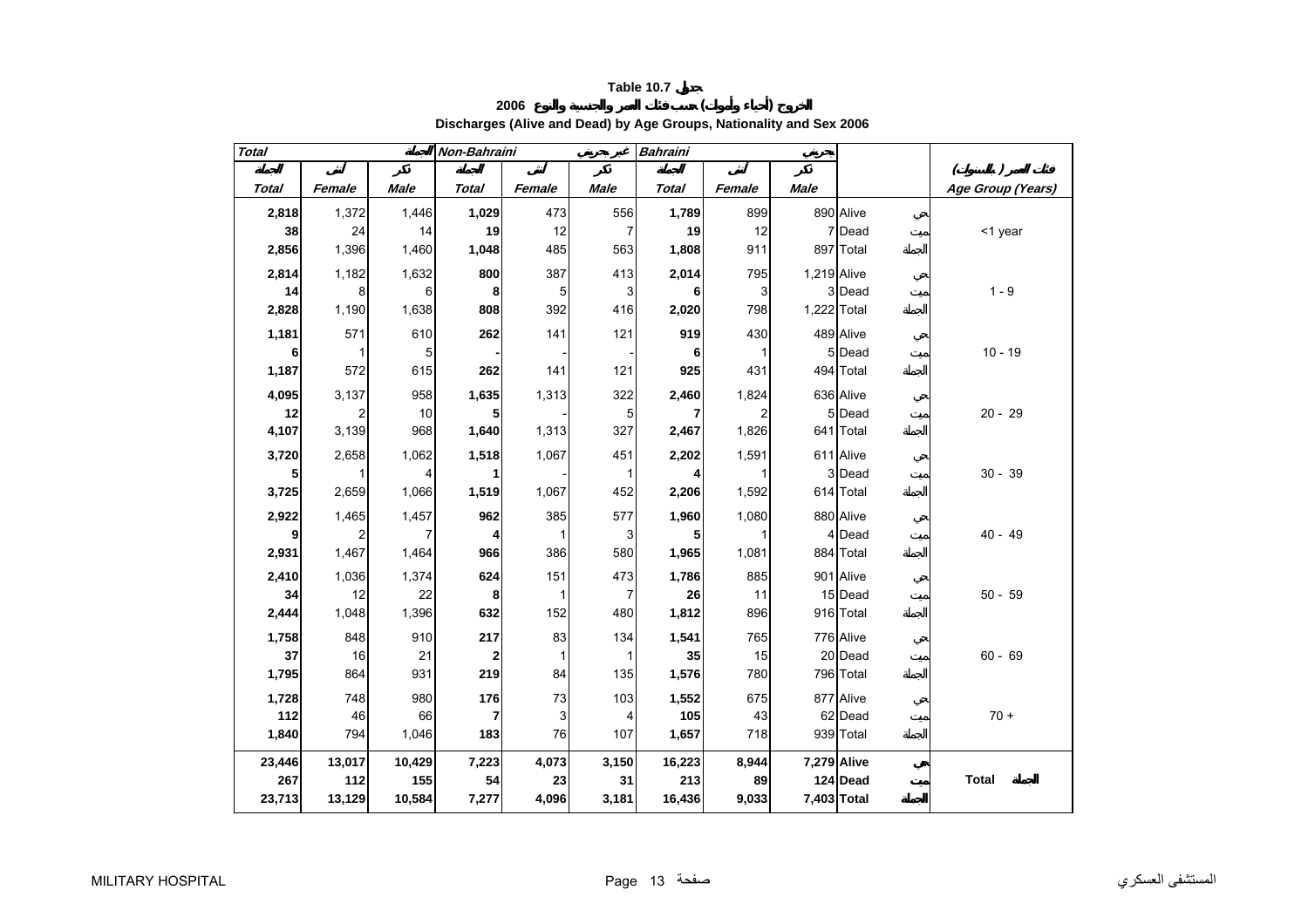# Table 10.7 جدول

## الخروج (أحياء وأموات) حسب فئات العمر والجنسية والنوع 2006

## Discharges (Alive and Dead) by Age Groups, Nationality and Sex 2006

| Total الجملة | | | Non-Bahraini غير بحريني | | | Bahraini بحريني | | | | | |
|---|---|---|---|---|---|---|---|---|---|---|---|
| الجملة | أنثى | ذكر | الجملة | أنثى | ذكر | الجملة | أنثى | ذكر | | | فئات العمر (بالسنوات) |
| Total | Female | Male | Total | Female | Male | Total | Female | Male | | | Age Group (Years) |
| **2,818** | 1,372 | 1,446 | **1,029** | 473 | 556 | **1,789** | 899 | 890 | Alive | حي | <1 year |
| **38** | 24 | 14 | **19** | 12 | 7 | **19** | 12 | 7 | Dead | ميت | |
| **2,856** | 1,396 | 1,460 | **1,048** | 485 | 563 | **1,808** | 911 | 897 | Total | الجملة | |
| **2,814** | 1,182 | 1,632 | **800** | 387 | 413 | **2,014** | 795 | 1,219 | Alive | حي | 1 - 9 |
| **14** | 8 | 6 | **8** | 5 | 3 | **6** | 3 | 3 | Dead | ميت | |
| **2,828** | 1,190 | 1,638 | **808** | 392 | 416 | **2,020** | 798 | 1,222 | Total | الجملة | |
| **1,181** | 571 | 610 | **262** | 141 | 121 | **919** | 430 | 489 | Alive | حي | 10 - 19 |
| **6** | 1 | 5 | **-** | - | - | **6** | 1 | 5 | Dead | ميت | |
| **1,187** | 572 | 615 | **262** | 141 | 121 | **925** | 431 | 494 | Total | الجملة | |
| **4,095** | 3,137 | 958 | **1,635** | 1,313 | 322 | **2,460** | 1,824 | 636 | Alive | حي | 20 - 29 |
| **12** | 2 | 10 | **5** | - | 5 | **7** | 2 | 5 | Dead | ميت | |
| **4,107** | 3,139 | 968 | **1,640** | 1,313 | 327 | **2,467** | 1,826 | 641 | Total | الجملة | |
| **3,720** | 2,658 | 1,062 | **1,518** | 1,067 | 451 | **2,202** | 1,591 | 611 | Alive | حي | 30 - 39 |
| **5** | 1 | 4 | **1** | - | 1 | **4** | 1 | 3 | Dead | ميت | |
| **3,725** | 2,659 | 1,066 | **1,519** | 1,067 | 452 | **2,206** | 1,592 | 614 | Total | الجملة | |
| **2,922** | 1,465 | 1,457 | **962** | 385 | 577 | **1,960** | 1,080 | 880 | Alive | حي | 40 - 49 |
| **9** | 2 | 7 | **4** | 1 | 3 | **5** | 1 | 4 | Dead | ميت | |
| **2,931** | 1,467 | 1,464 | **966** | 386 | 580 | **1,965** | 1,081 | 884 | Total | الجملة | |
| **2,410** | 1,036 | 1,374 | **624** | 151 | 473 | **1,786** | 885 | 901 | Alive | حي | 50 - 59 |
| **34** | 12 | 22 | **8** | 1 | 7 | **26** | 11 | 15 | Dead | ميت | |
| **2,444** | 1,048 | 1,396 | **632** | 152 | 480 | **1,812** | 896 | 916 | Total | الجملة | |
| **1,758** | 848 | 910 | **217** | 83 | 134 | **1,541** | 765 | 776 | Alive | حي | 60 - 69 |
| **37** | 16 | 21 | **2** | 1 | 1 | **35** | 15 | 20 | Dead | ميت | |
| **1,795** | 864 | 931 | **219** | 84 | 135 | **1,576** | 780 | 796 | Total | الجملة | |
| **1,728** | 748 | 980 | **176** | 73 | 103 | **1,552** | 675 | 877 | Alive | حي | 70 + |
| **112** | 46 | 66 | **7** | 3 | 4 | **105** | 43 | 62 | Dead | ميت | |
| **1,840** | 794 | 1,046 | **183** | 76 | 107 | **1,657** | 718 | 939 | Total | الجملة | |
| **23,446** | **13,017** | **10,429** | **7,223** | **4,073** | **3,150** | **16,223** | **8,944** | **7,279** | **Alive** | **حي** | **Total الجملة** |
| **267** | **112** | **155** | **54** | **23** | **31** | **213** | **89** | **124** | **Dead** | **ميت** | |
| **23,713** | **13,129** | **10,584** | **7,277** | **4,096** | **3,181** | **16,436** | **9,033** | **7,403** | **Total** | **الجملة** | |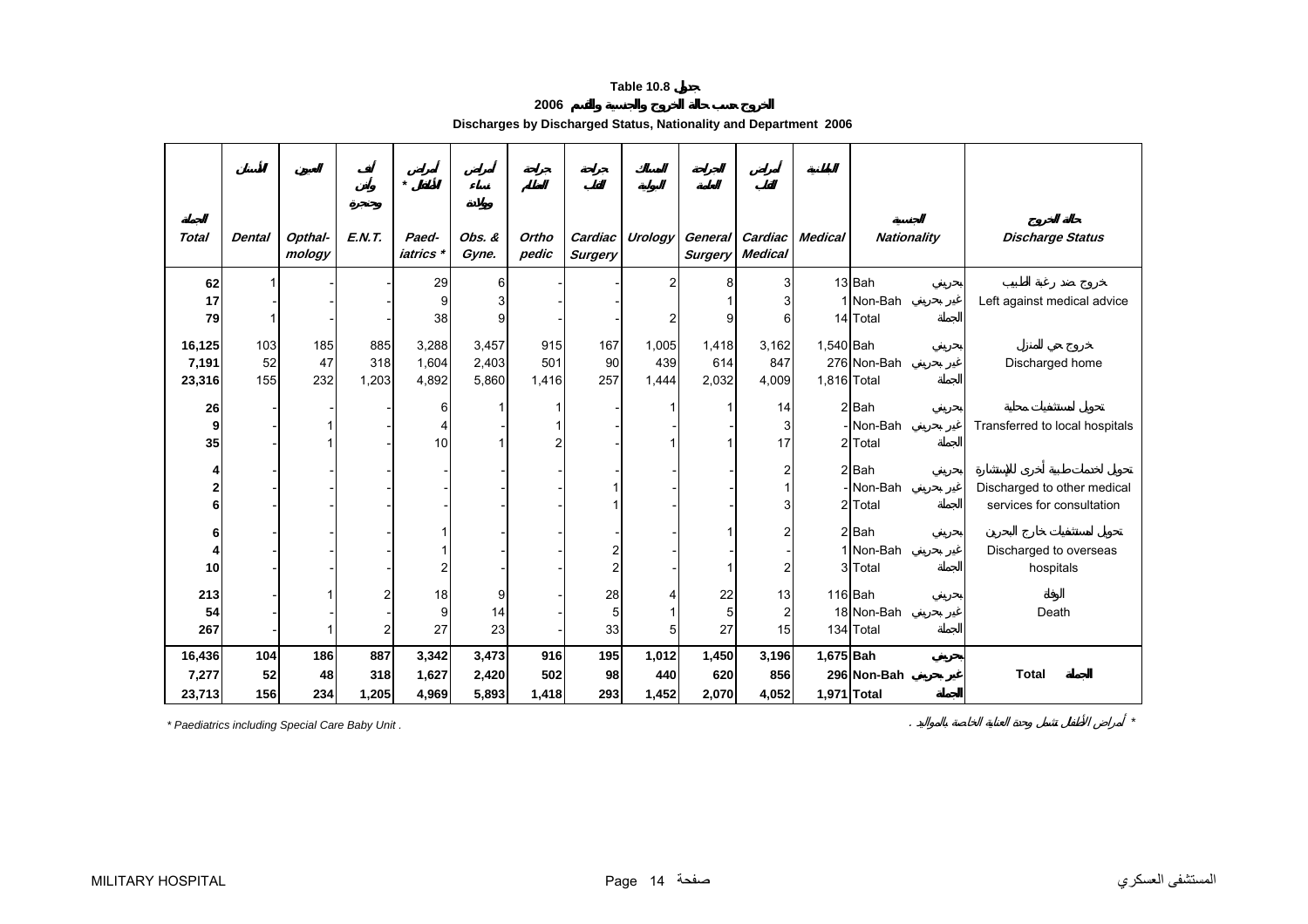**Table 10.8 جدول**

**الخروج حسب حالة الخروج والجنسية والقسم 2006**

**Discharges by Discharged Status, Nationality and Department 2006**

| الجملة<br>*Total* | الأسنان<br>*Dental* | العيون<br>*Opthal-mology* | أنف وأذن وحنجرة<br>*E.N.T.* | أمراض الأطفال *<br>*Paed-iatrics ** | أمراض نساء وولادة<br>*Obs. & Gyne.* | جراحة العظام<br>*Ortho pedic* | جراحة القلب<br>*Cardiac Surgery* | المسالك البولية<br>*Urology* | الجراحة العامة<br>*General Surgery* | أمراض القلب<br>*Cardiac Medical* | الباطنية<br>*Medical* | الجنسية<br>*Nationality* | حالة الخروج<br>*Discharge Status* |
|---|---|---|---|---|---|---|---|---|---|---|---|---|---|
| 62 | 1 | - | - | 29 | 6 | - | - | 2 | 8 | 3 | 13 | Bah بحريني | خروج ضد رغبة الطبيب |
| 17 | - | - | - | 9 | 3 | - | - | - | 1 | 3 | 1 | Non-Bah غير بحريني | Left against medical advice |
| 79 | 1 | - | - | 38 | 9 | - | - | 2 | 9 | 6 | 14 | Total الجملة | |
| 16,125 | 103 | 185 | 885 | 3,288 | 3,457 | 915 | 167 | 1,005 | 1,418 | 3,162 | 1,540 | Bah بحريني | خروج حي المنزل |
| 7,191 | 52 | 47 | 318 | 1,604 | 2,403 | 501 | 90 | 439 | 614 | 847 | 276 | Non-Bah غير بحريني | Discharged home |
| 23,316 | 155 | 232 | 1,203 | 4,892 | 5,860 | 1,416 | 257 | 1,444 | 2,032 | 4,009 | 1,816 | Total الجملة | |
| 26 | - | - | - | 6 | 1 | 1 | - | 1 | 1 | 14 | 2 | Bah بحريني | تحويل لمستشفيات محلية |
| 9 | - | 1 | - | 4 | - | 1 | - | - | - | 3 | - | Non-Bah غير بحريني | Transferred to local hospitals |
| 35 | - | 1 | - | 10 | 1 | 2 | - | 1 | 1 | 17 | 2 | Total الجملة | |
| 4 | - | - | - | - | - | - | - | - | - | 2 | 2 | Bah بحريني | تحويل لخدمات طبية أخرى للإستشارة |
| 2 | - | - | - | - | - | - | 1 | - | - | 1 | - | Non-Bah غير بحريني | Discharged to other medical |
| 6 | - | - | - | - | - | - | 1 | - | - | 3 | 2 | Total الجملة | services for consultation |
| 6 | - | - | - | 1 | - | - | - | - | 1 | 2 | 2 | Bah بحريني | تحويل لمستشفيات خارج البحرين |
| 4 | - | - | - | 1 | - | - | 2 | - | - | - | 1 | Non-Bah غير بحريني | Discharged to overseas |
| 10 | - | - | - | 2 | - | - | 2 | - | 1 | 2 | 3 | Total الجملة | hospitals |
| 213 | - | 1 | 2 | 18 | 9 | - | 28 | 4 | 22 | 13 | 116 | Bah بحريني | الوفاة |
| 54 | - | - | - | 9 | 14 | - | 5 | 1 | 5 | 2 | 18 | Non-Bah غير بحريني | Death |
| 267 | - | 1 | 2 | 27 | 23 | - | 33 | 5 | 27 | 15 | 134 | Total الجملة | |
| **16,436** | **104** | **186** | **887** | **3,342** | **3,473** | **916** | **195** | **1,012** | **1,450** | **3,196** | **1,675** | **Bah بحريني** | |
| **7,277** | **52** | **48** | **318** | **1,627** | **2,420** | **502** | **98** | **440** | **620** | **856** | **296** | **Non-Bah غير بحريني** | **Total الجملة** |
| **23,713** | **156** | **234** | **1,205** | **4,969** | **5,893** | **1,418** | **293** | **1,452** | **2,070** | **4,052** | **1,971** | **Total الجملة** | |

*\* Paediatrics including Special Care Baby Unit .*

*\* أمراض الأطفال تشمل وحدة العناية الخاصة بالمواليد .*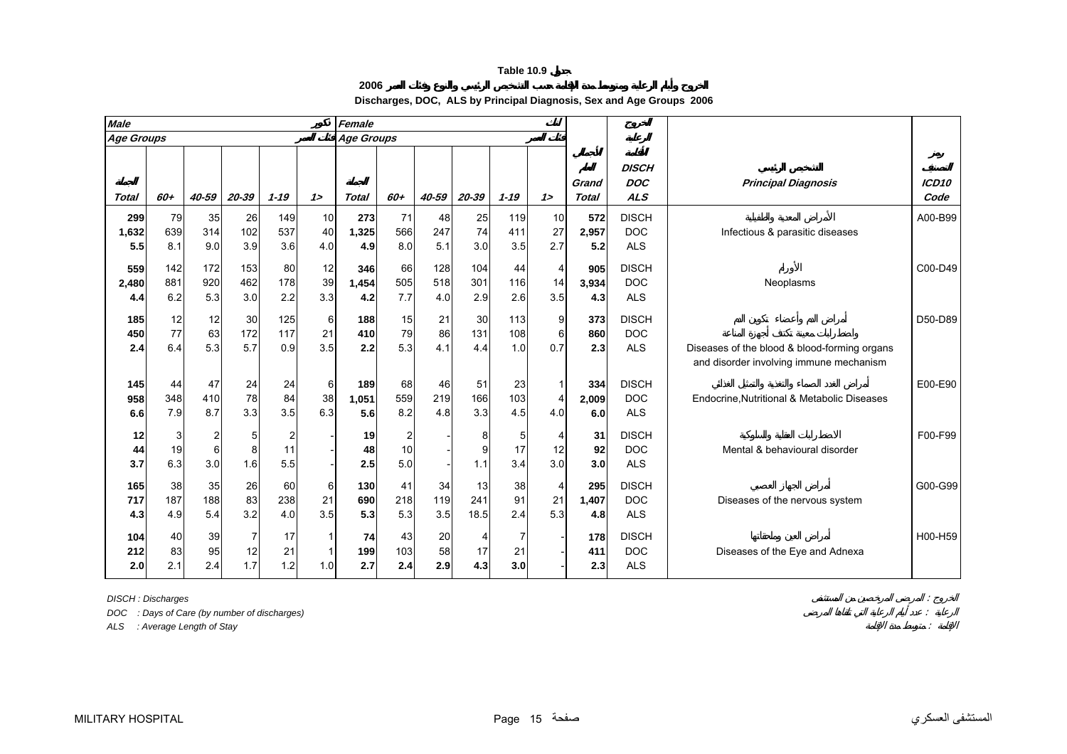**Table 10.9 جدول**

**الخروج وأيام الرعاية ومتوسط مدة الإقامة حسب التشخيص الرئيسي والنوع وفئات العمر 2006**

**Discharges, DOC, ALS by Principal Diagnosis, Sex and Age Groups 2006**

| Male ذكور | | | | | | Female إناث | | | | | | | | | |
|---|---|---|---|---|---|---|---|---|---|---|---|---|---|---|---|
| Age Groups فئات العمر | | | | | | Age Groups فئات العمر | | | | | | | | | |
| الجملة Total | 60+ | 40-59 | 20-39 | 1-19 | 1> | الجملة Total | 60+ | 40-59 | 20-39 | 1-19 | 1> | الجملة الكلية Grand Total | الخروج الرعاية الإقامة DISCH DOC ALS | التشخيص الرئيسي Principal Diagnosis | رمز التصنيف ICD10 Code |
| 299 | 79 | 35 | 26 | 149 | 10 | 273 | 71 | 48 | 25 | 119 | 10 | 572 | DISCH | الأمراض المعدية والطفيلية | A00-B99 |
| 1,632 | 639 | 314 | 102 | 537 | 40 | 1,325 | 566 | 247 | 74 | 411 | 27 | 2,957 | DOC | Infectious & parasitic diseases | |
| 5.5 | 8.1 | 9.0 | 3.9 | 3.6 | 4.0 | 4.9 | 8.0 | 5.1 | 3.0 | 3.5 | 2.7 | 5.2 | ALS | | |
| 559 | 142 | 172 | 153 | 80 | 12 | 346 | 66 | 128 | 104 | 44 | 4 | 905 | DISCH | الأورام | C00-D49 |
| 2,480 | 881 | 920 | 462 | 178 | 39 | 1,454 | 505 | 518 | 301 | 116 | 14 | 3,934 | DOC | Neoplasms | |
| 4.4 | 6.2 | 5.3 | 3.0 | 2.2 | 3.3 | 4.2 | 7.7 | 4.0 | 2.9 | 2.6 | 3.5 | 4.3 | ALS | | |
| 185 | 12 | 12 | 30 | 125 | 6 | 188 | 15 | 21 | 30 | 113 | 9 | 373 | DISCH | أمراض الدم وأعضاء تكوين الدم واضطرابات معينة تكتنف أجهزة المناعة | D50-D89 |
| 450 | 77 | 63 | 172 | 117 | 21 | 410 | 79 | 86 | 131 | 108 | 6 | 860 | DOC | Diseases of the blood & blood-forming organs and disorder involving immune mechanism | |
| 2.4 | 6.4 | 5.3 | 5.7 | 0.9 | 3.5 | 2.2 | 5.3 | 4.1 | 4.4 | 1.0 | 0.7 | 2.3 | ALS | | |
| 145 | 44 | 47 | 24 | 24 | 6 | 189 | 68 | 46 | 51 | 23 | 1 | 334 | DISCH | أمراض الغدد الصماء والتغذية والتمثيل الغذائي | E00-E90 |
| 958 | 348 | 410 | 78 | 84 | 38 | 1,051 | 559 | 219 | 166 | 103 | 4 | 2,009 | DOC | Endocrine,Nutritional & Metabolic Diseases | |
| 6.6 | 7.9 | 8.7 | 3.3 | 3.5 | 6.3 | 5.6 | 8.2 | 4.8 | 3.3 | 4.5 | 4.0 | 6.0 | ALS | | |
| 12 | 3 | 2 | 5 | 2 | - | 19 | 2 | - | 8 | 5 | 4 | 31 | DISCH | الاضطرابات العقلية والسلوكية | F00-F99 |
| 44 | 19 | 6 | 8 | 11 | - | 48 | 10 | - | 9 | 17 | 12 | 92 | DOC | Mental & behavioural disorder | |
| 3.7 | 6.3 | 3.0 | 1.6 | 5.5 | - | 2.5 | 5.0 | - | 1.1 | 3.4 | 3.0 | 3.0 | ALS | | |
| 165 | 38 | 35 | 26 | 60 | 6 | 130 | 41 | 34 | 13 | 38 | 4 | 295 | DISCH | أمراض الجهاز العصبي | G00-G99 |
| 717 | 187 | 188 | 83 | 238 | 21 | 690 | 218 | 119 | 241 | 91 | 21 | 1,407 | DOC | Diseases of the nervous system | |
| 4.3 | 4.9 | 5.4 | 3.2 | 4.0 | 3.5 | 5.3 | 5.3 | 3.5 | 18.5 | 2.4 | 5.3 | 4.8 | ALS | | |
| 104 | 40 | 39 | 7 | 17 | 1 | 74 | 43 | 20 | 4 | 7 | - | 178 | DISCH | أمراض العين وملحقاتها | H00-H59 |
| 212 | 83 | 95 | 12 | 21 | 1 | 199 | 103 | 58 | 17 | 21 | - | 411 | DOC | Diseases of the Eye and Adnexa | |
| 2.0 | 2.1 | 2.4 | 1.7 | 1.2 | 1.0 | 2.7 | 2.4 | 2.9 | 4.3 | 3.0 | - | 2.3 | ALS | | |

*DISCH : Discharges* — الخروج : المرضى المرخصين من المستشفى

*DOC : Days of Care (by number of discharges)* — الرعاية : عدد أيام الرعاية التي تلقاها المرضى

*ALS : Average Length of Stay* — الإقامة : متوسط مدة الإقامة

MILITARY HOSPITAL — المستشفى العسكري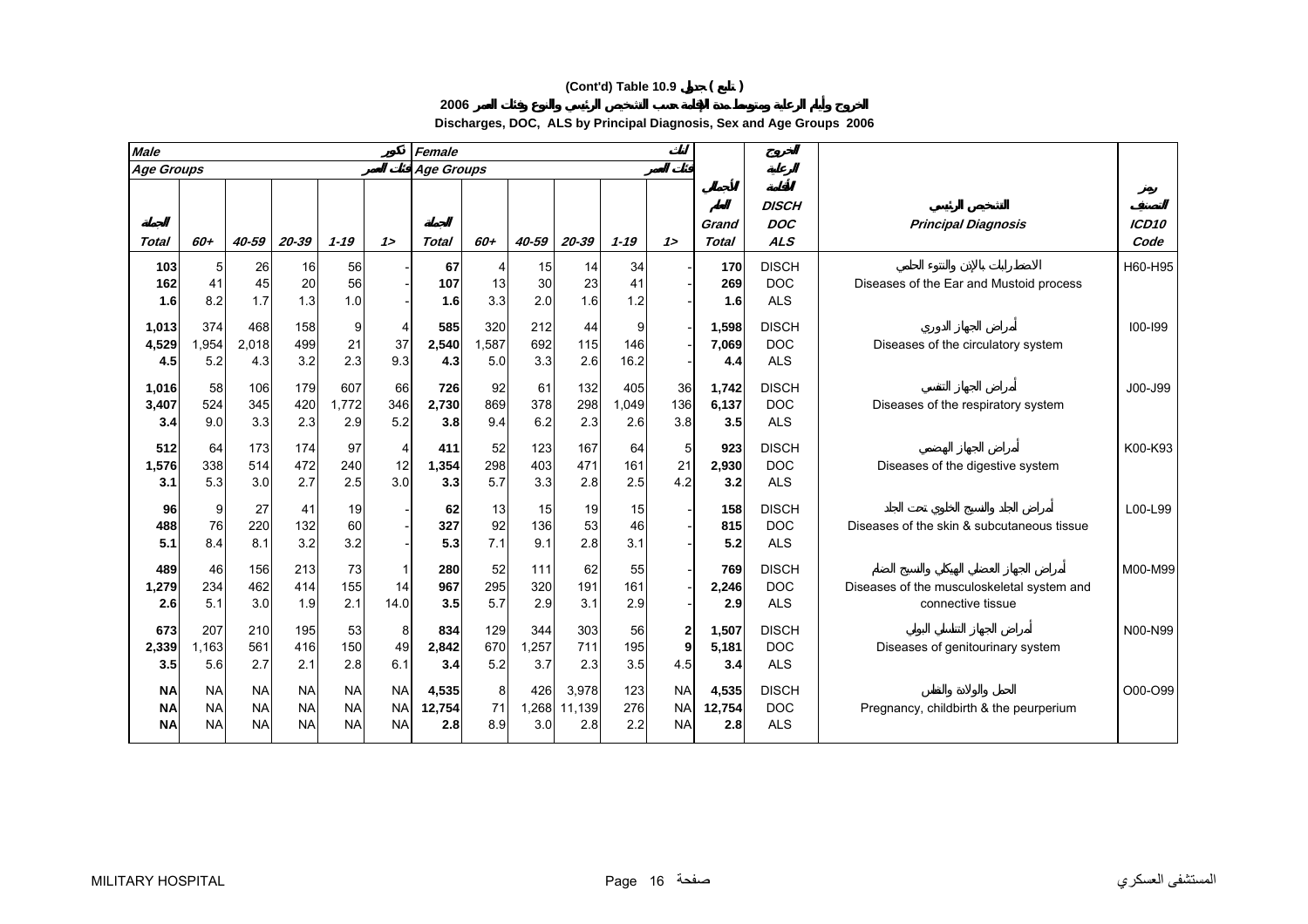# (Cont'd) Table 10.9 جدول ( تابع )

## الخروج وأيام الرعاية ومتوسط مدة الإقامة حسب التشخيص الرئيسي والنوع وفئات العمر 2006

## Discharges, DOC, ALS by Principal Diagnosis, Sex and Age Groups 2006

| Male ذكور | | | | | | Female إناث | | | | | | | | | |
|---|---|---|---|---|---|---|---|---|---|---|---|---|---|---|---|
| Age Groups فئات العمر | | | | | | Age Groups فئات العمر | | | | | | | | | |
| الجملة Total | 60+ | 40-59 | 20-39 | 1-19 | 1> | الجملة Total | 60+ | 40-59 | 20-39 | 1-19 | 1> | الجملة العام Grand Total | الخروج أيام الرعاية متوسط الإقامة DISCH DOC ALS | التشخيص الرئيسي Principal Diagnosis | رمز التصنيف ICD10 Code |
| 103 | 5 | 26 | 16 | 56 | - | 67 | 4 | 15 | 14 | 34 | - | 170 | DISCH | الاضطرابات بالإذن والنتوء الحلمي | H60-H95 |
| 162 | 41 | 45 | 20 | 56 | - | 107 | 13 | 30 | 23 | 41 | - | 269 | DOC | Diseases of the Ear and Mustoid process | |
| 1.6 | 8.2 | 1.7 | 1.3 | 1.0 | - | 1.6 | 3.3 | 2.0 | 1.6 | 1.2 | - | 1.6 | ALS | | |
| 1,013 | 374 | 468 | 158 | 9 | 4 | 585 | 320 | 212 | 44 | 9 | - | 1,598 | DISCH | أمراض الجهاز الدوري | I00-I99 |
| 4,529 | 1,954 | 2,018 | 499 | 21 | 37 | 2,540 | 1,587 | 692 | 115 | 146 | - | 7,069 | DOC | Diseases of the circulatory system | |
| 4.5 | 5.2 | 4.3 | 3.2 | 2.3 | 9.3 | 4.3 | 5.0 | 3.3 | 2.6 | 16.2 | - | 4.4 | ALS | | |
| 1,016 | 58 | 106 | 179 | 607 | 66 | 726 | 92 | 61 | 132 | 405 | 36 | 1,742 | DISCH | أمراض الجهاز التنفسي | J00-J99 |
| 3,407 | 524 | 345 | 420 | 1,772 | 346 | 2,730 | 869 | 378 | 298 | 1,049 | 136 | 6,137 | DOC | Diseases of the respiratory system | |
| 3.4 | 9.0 | 3.3 | 2.3 | 2.9 | 5.2 | 3.8 | 9.4 | 6.2 | 2.3 | 2.6 | 3.8 | 3.5 | ALS | | |
| 512 | 64 | 173 | 174 | 97 | 4 | 411 | 52 | 123 | 167 | 64 | 5 | 923 | DISCH | أمراض الجهاز الهضمي | K00-K93 |
| 1,576 | 338 | 514 | 472 | 240 | 12 | 1,354 | 298 | 403 | 471 | 161 | 21 | 2,930 | DOC | Diseases of the digestive system | |
| 3.1 | 5.3 | 3.0 | 2.7 | 2.5 | 3.0 | 3.3 | 5.7 | 3.3 | 2.8 | 2.5 | 4.2 | 3.2 | ALS | | |
| 96 | 9 | 27 | 41 | 19 | - | 62 | 13 | 15 | 19 | 15 | - | 158 | DISCH | أمراض الجلد والنسيج الخلوي تحت الجلد | L00-L99 |
| 488 | 76 | 220 | 132 | 60 | - | 327 | 92 | 136 | 53 | 46 | - | 815 | DOC | Diseases of the skin & subcutaneous tissue | |
| 5.1 | 8.4 | 8.1 | 3.2 | 3.2 | - | 5.3 | 7.1 | 9.1 | 2.8 | 3.1 | - | 5.2 | ALS | | |
| 489 | 46 | 156 | 213 | 73 | 1 | 280 | 52 | 111 | 62 | 55 | - | 769 | DISCH | أمراض الجهاز العضلي الهيكلي والنسيج الضام | M00-M99 |
| 1,279 | 234 | 462 | 414 | 155 | 14 | 967 | 295 | 320 | 191 | 161 | - | 2,246 | DOC | Diseases of the musculoskeletal system and | |
| 2.6 | 5.1 | 3.0 | 1.9 | 2.1 | 14.0 | 3.5 | 5.7 | 2.9 | 3.1 | 2.9 | - | 2.9 | ALS | connective tissue | |
| 673 | 207 | 210 | 195 | 53 | 8 | 834 | 129 | 344 | 303 | 56 | 2 | 1,507 | DISCH | أمراض الجهاز التناسلي البولي | N00-N99 |
| 2,339 | 1,163 | 561 | 416 | 150 | 49 | 2,842 | 670 | 1,257 | 711 | 195 | 9 | 5,181 | DOC | Diseases of genitourinary system | |
| 3.5 | 5.6 | 2.7 | 2.1 | 2.8 | 6.1 | 3.4 | 5.2 | 3.7 | 2.3 | 3.5 | 4.5 | 3.4 | ALS | | |
| NA | NA | NA | NA | NA | NA | 4,535 | 8 | 426 | 3,978 | 123 | NA | 4,535 | DISCH | الحمل والولادة والنفاس | O00-O99 |
| NA | NA | NA | NA | NA | NA | 12,754 | 71 | 1,268 | 11,139 | 276 | NA | 12,754 | DOC | Pregnancy, childbirth & the peurperium | |
| NA | NA | NA | NA | NA | NA | 2.8 | 8.9 | 3.0 | 2.8 | 2.2 | NA | 2.8 | ALS | | |

MILITARY HOSPITAL المستشفى العسكري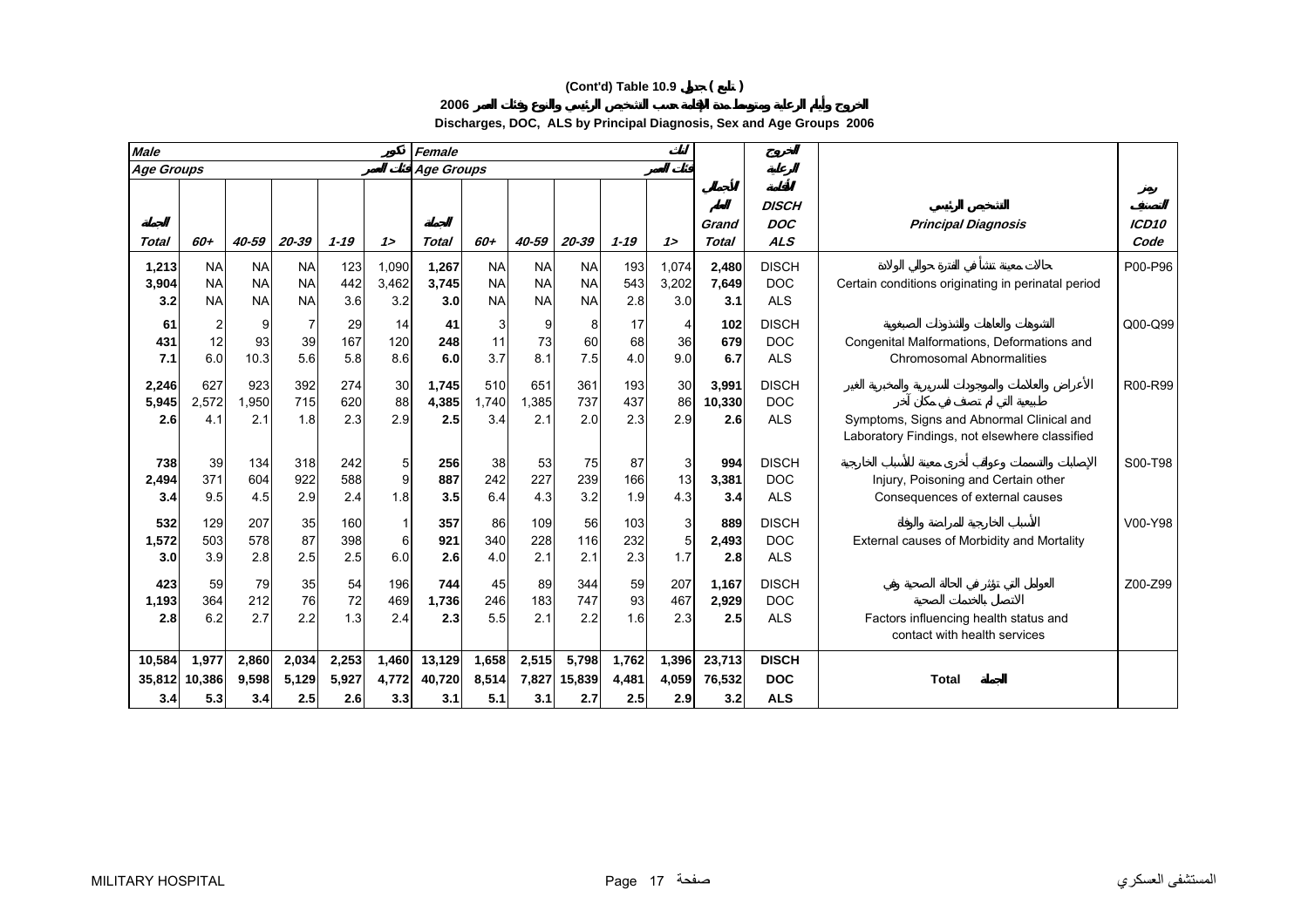**(Cont'd) Table 10.9 جدول ( تابع )**

**2006 الخروج وأيام الرعاية ومتوسط مدة الإقامة حسب التشخيص الرئيسي والنوع وفئات العمر**

**Discharges, DOC, ALS by Principal Diagnosis, Sex and Age Groups 2006**

| *Male* ذكور | | | | | | *Female* إناث | | | | | | | | | |
|---|---|---|---|---|---|---|---|---|---|---|---|---|---|---|---|
| *Age Groups* فئات العمر | | | | | | *Age Groups* فئات العمر | | | | | | | | | |
| *Total* الجملة | *60+* | *40-59* | *20-39* | *1-19* | *1>* | *Total* الجملة | *60+* | *40-59* | *20-39* | *1-19* | *1>* | الجملة العامة *Grand Total* | الخروج أيام الرعاية متوسط الإقامة *DISCH DOC ALS* | التشخيص الرئيسي *Principal Diagnosis* | رمز التصنيف *ICD10 Code* |
| **1,213** | NA | NA | NA | 123 | 1,090 | **1,267** | NA | NA | NA | 193 | 1,074 | **2,480** | DISCH | حالات معينة تنشأ في الفترة حوالي الولادة | P00-P96 |
| **3,904** | NA | NA | NA | 442 | 3,462 | **3,745** | NA | NA | NA | 543 | 3,202 | **7,649** | DOC | Certain conditions originating in perinatal period | |
| **3.2** | NA | NA | NA | 3.6 | 3.2 | **3.0** | NA | NA | NA | 2.8 | 3.0 | **3.1** | ALS | | |
| **61** | 2 | 9 | 7 | 29 | 14 | **41** | 3 | 9 | 8 | 17 | 4 | **102** | DISCH | التشوهات والعاهات والشذوذات الصبغوية | Q00-Q99 |
| **431** | 12 | 93 | 39 | 167 | 120 | **248** | 11 | 73 | 60 | 68 | 36 | **679** | DOC | Congenital Malformations, Deformations and | |
| **7.1** | 6.0 | 10.3 | 5.6 | 5.8 | 8.6 | **6.0** | 3.7 | 8.1 | 7.5 | 4.0 | 9.0 | **6.7** | ALS | Chromosomal Abnormalities | |
| **2,246** | 627 | 923 | 392 | 274 | 30 | **1,745** | 510 | 651 | 361 | 193 | 30 | **3,991** | DISCH | الأعراض والعلامات والموجودات السريرية والمخبرية غير الطبيعية التي لم تصنف في مكان آخر | R00-R99 |
| **5,945** | 2,572 | 1,950 | 715 | 620 | 88 | **4,385** | 1,740 | 1,385 | 737 | 437 | 86 | **10,330** | DOC | | |
| **2.6** | 4.1 | 2.1 | 1.8 | 2.3 | 2.9 | **2.5** | 3.4 | 2.1 | 2.0 | 2.3 | 2.9 | **2.6** | ALS | Symptoms, Signs and Abnormal Clinical and Laboratory Findings, not elsewhere classified | |
| **738** | 39 | 134 | 318 | 242 | 5 | **256** | 38 | 53 | 75 | 87 | 3 | **994** | DISCH | الإصابات والتسممات وعواقب أخرى معينة للأسباب الخارجية | S00-T98 |
| **2,494** | 371 | 604 | 922 | 588 | 9 | **887** | 242 | 227 | 239 | 166 | 13 | **3,381** | DOC | Injury, Poisoning and Certain other | |
| **3.4** | 9.5 | 4.5 | 2.9 | 2.4 | 1.8 | **3.5** | 6.4 | 4.3 | 3.2 | 1.9 | 4.3 | **3.4** | ALS | Consequences of external causes | |
| **532** | 129 | 207 | 35 | 160 | 1 | **357** | 86 | 109 | 56 | 103 | 3 | **889** | DISCH | الأسباب الخارجية للمراضة والوفاة | V00-Y98 |
| **1,572** | 503 | 578 | 87 | 398 | 6 | **921** | 340 | 228 | 116 | 232 | 5 | **2,493** | DOC | External causes of Morbidity and Mortality | |
| **3.0** | 3.9 | 2.8 | 2.5 | 2.5 | 6.0 | **2.6** | 4.0 | 2.1 | 2.1 | 2.3 | 1.7 | **2.8** | ALS | | |
| **423** | 59 | 79 | 35 | 54 | 196 | **744** | 45 | 89 | 344 | 59 | 207 | **1,167** | DISCH | العوامل التي تؤثر في الحالة الصحية وفي الاتصال بالخدمات الصحية | Z00-Z99 |
| **1,193** | 364 | 212 | 76 | 72 | 469 | **1,736** | 246 | 183 | 747 | 93 | 467 | **2,929** | DOC | | |
| **2.8** | 6.2 | 2.7 | 2.2 | 1.3 | 2.4 | **2.3** | 5.5 | 2.1 | 2.2 | 1.6 | 2.3 | **2.5** | ALS | Factors influencing health status and contact with health services | |
| **10,584** | **1,977** | **2,860** | **2,034** | **2,253** | **1,460** | **13,129** | **1,658** | **2,515** | **5,798** | **1,762** | **1,396** | **23,713** | **DISCH** | | |
| **35,812** | **10,386** | **9,598** | **5,129** | **5,927** | **4,772** | **40,720** | **8,514** | **7,827** | **15,839** | **4,481** | **4,059** | **76,532** | **DOC** | **Total الجملة** | |
| **3.4** | **5.3** | **3.4** | **2.5** | **2.6** | **3.3** | **3.1** | **5.1** | **3.1** | **2.7** | **2.5** | **2.9** | **3.2** | **ALS** | | |

MILITARY HOSPITAL المستشفى العسكري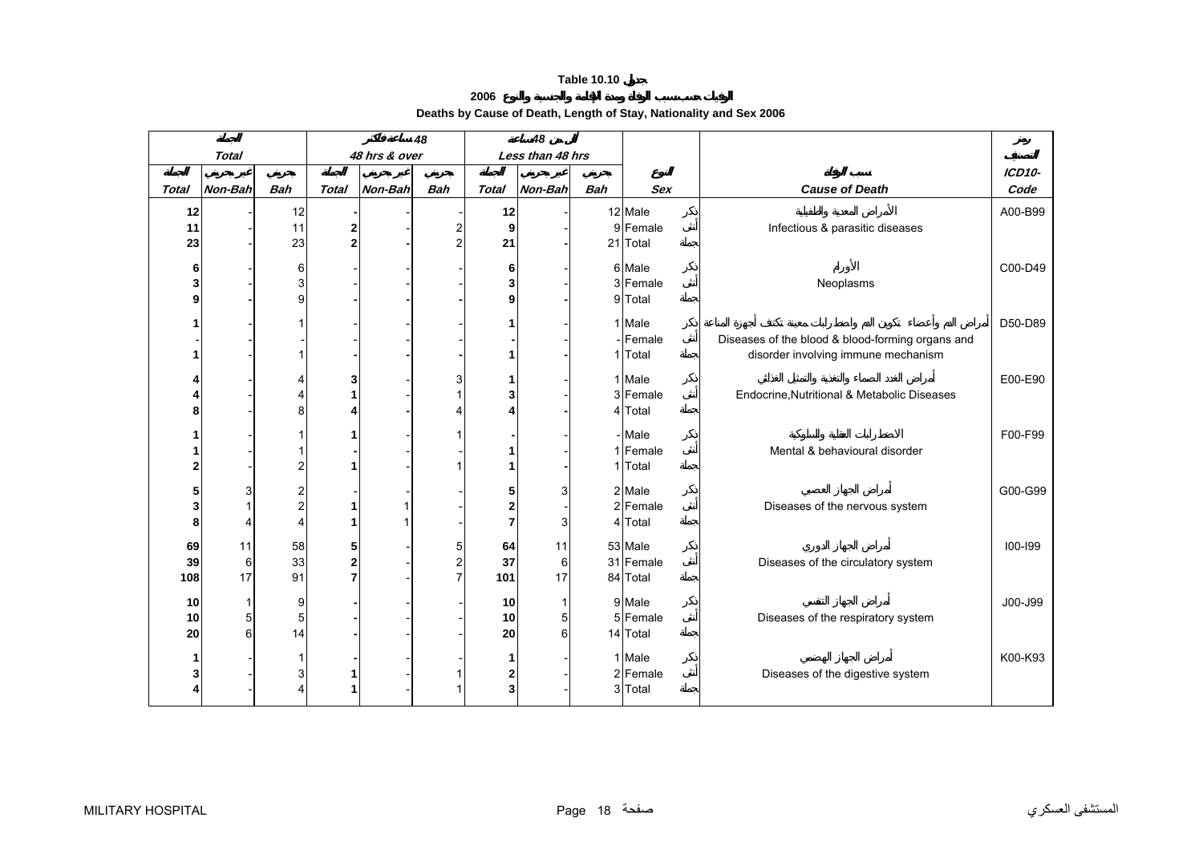**Table 10.10 جدول**

**2006 الوفيات حسب سبب الوفاة ومدة الإقامة والجنسية والنوع**

**Deaths by Cause of Death, Length of Stay, Nationality and Sex 2006**

| الجملة | | | 48 ساعة فأكثر | | | أقل من 48 ساعة | | | | | رمز التصنيف |
|---|---|---|---|---|---|---|---|---|---|---|---|
| Total | | | 48 hrs & over | | | Less than 48 hrs | | | | | |
| الجملة | غير بحريني | بحريني | الجملة | غير بحريني | بحريني | الجملة | غير بحريني | بحريني | النوع | سبب الوفاة | ICD10- |
| Total | Non-Bah | Bah | Total | Non-Bah | Bah | Total | Non-Bah | Bah | Sex | Cause of Death | Code |
| 12 | - | 12 | - | - | - | 12 | - | 12 | Male ذكر | الأمراض المعدية والطفيلية | A00-B99 |
| 11 | - | 11 | 2 | - | 2 | 9 | - | 9 | Female أنثى | Infectious & parasitic diseases | |
| 23 | - | 23 | 2 | - | 2 | 21 | - | 21 | Total جملة | | |
| 6 | - | 6 | - | - | - | 6 | - | 6 | Male ذكر | الأورام | C00-D49 |
| 3 | - | 3 | - | - | - | 3 | - | 3 | Female أنثى | Neoplasms | |
| 9 | - | 9 | - | - | - | 9 | - | 9 | Total جملة | | |
| 1 | - | 1 | - | - | - | 1 | - | 1 | Male ذكر | أمراض الدم وأعضاء تكوين الدم واضطرابات معينة تكتنف أجهزة المناعة | D50-D89 |
| - | - | - | - | - | - | - | - | - | Female أنثى | Diseases of the blood & blood-forming organs and | |
| 1 | - | 1 | - | - | - | 1 | - | 1 | Total جملة | disorder involving immune mechanism | |
| 4 | - | 4 | 3 | - | 3 | 1 | - | 1 | Male ذكر | أمراض الغدد الصماء والتغذية والتمثيل الغذائي | E00-E90 |
| 4 | - | 4 | 1 | - | 1 | 3 | - | 3 | Female أنثى | Endocrine,Nutritional & Metabolic Diseases | |
| 8 | - | 8 | 4 | - | 4 | 4 | - | 4 | Total جملة | | |
| 1 | - | 1 | 1 | - | 1 | - | - | - | Male ذكر | الاضطرابات العقلية والسلوكية | F00-F99 |
| 1 | - | 1 | - | - | - | 1 | - | 1 | Female أنثى | Mental & behavioural disorder | |
| 2 | - | 2 | 1 | - | 1 | 1 | - | 1 | Total جملة | | |
| 5 | 3 | 2 | - | - | - | 5 | 3 | 2 | Male ذكر | أمراض الجهاز العصبي | G00-G99 |
| 3 | 1 | 2 | 1 | 1 | - | 2 | - | 2 | Female أنثى | Diseases of the nervous system | |
| 8 | 4 | 4 | 1 | 1 | - | 7 | 3 | 4 | Total جملة | | |
| 69 | 11 | 58 | 5 | - | 5 | 64 | 11 | 53 | Male ذكر | أمراض الجهاز الدوري | I00-I99 |
| 39 | 6 | 33 | 2 | - | 2 | 37 | 6 | 31 | Female أنثى | Diseases of the circulatory system | |
| 108 | 17 | 91 | 7 | - | 7 | 101 | 17 | 84 | Total جملة | | |
| 10 | 1 | 9 | - | - | - | 10 | 1 | 9 | Male ذكر | أمراض الجهاز التنفسي | J00-J99 |
| 10 | 5 | 5 | - | - | - | 10 | 5 | 5 | Female أنثى | Diseases of the respiratory system | |
| 20 | 6 | 14 | - | - | - | 20 | 6 | 14 | Total جملة | | |
| 1 | - | 1 | - | - | - | 1 | - | 1 | Male ذكر | أمراض الجهاز الهضمي | K00-K93 |
| 3 | - | 3 | 1 | - | 1 | 2 | - | 2 | Female أنثى | Diseases of the digestive system | |
| 4 | - | 4 | 1 | - | 1 | 3 | - | 3 | Total جملة | | |

MILITARY HOSPITAL المستشفى العسكري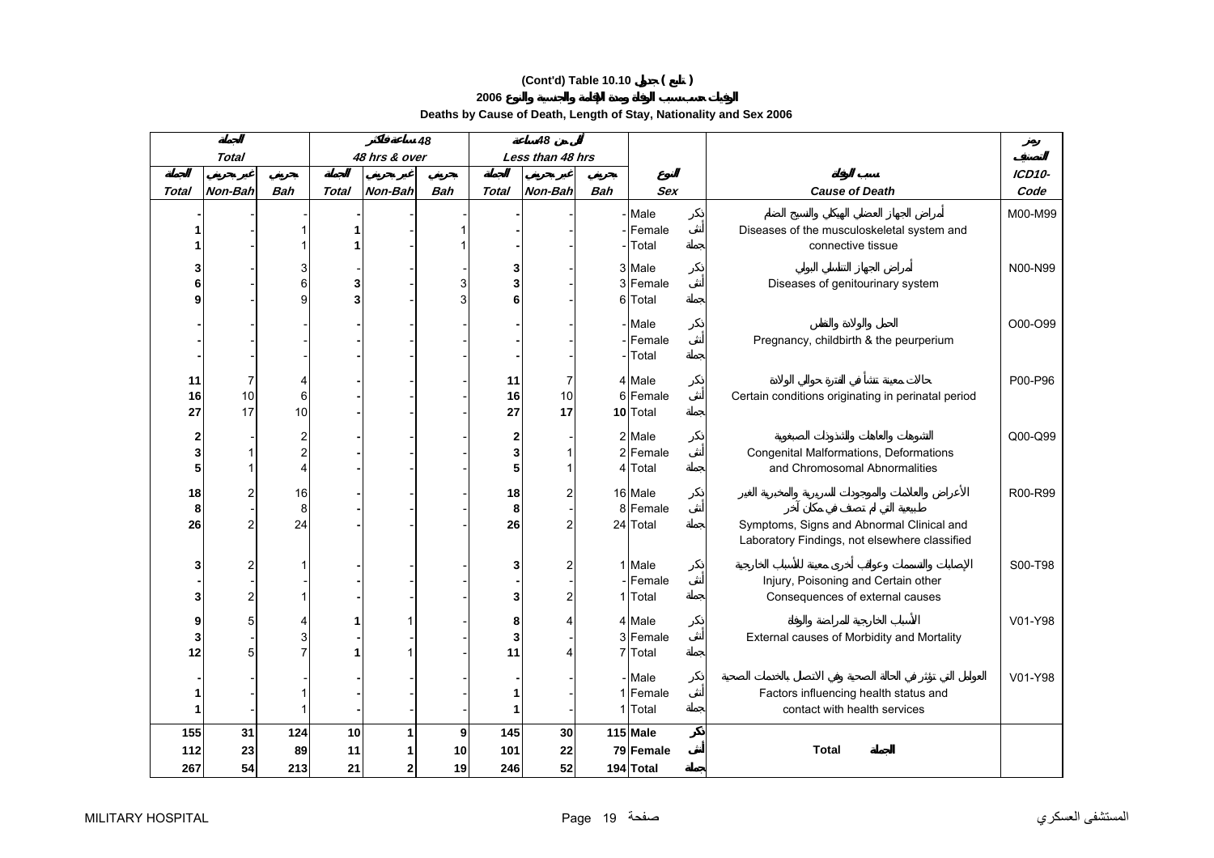# (Cont'd) Table 10.10 جدول ( تابع )

## الوفيات حسب سبب الوفاة ومدة الإقامة والجنسية والنوع 2006

## Deaths by Cause of Death, Length of Stay, Nationality and Sex 2006

| الجملة Total | | | 48 ساعة فأكثر 48 hrs & over | | | أقل من 48 ساعة Less than 48 hrs | | | | | | |
|---|---|---|---|---|---|---|---|---|---|---|---|---|
| الجملة Total | غير بحريني Non-Bah | بحريني Bah | الجملة Total | غير بحريني Non-Bah | بحريني Bah | الجملة Total | غير بحريني Non-Bah | بحريني Bah | النوع Sex | | سبب الوفاة Cause of Death | رمز التصنيف ICD10-Code |
| - | - | - | - | - | - | - | - | - | Male | ذكر | أمراض الجهاز العضلي الهيكلي والنسيج الضام Diseases of the musculoskeletal system and connective tissue | M00-M99 |
| 1 | - | 1 | 1 | - | 1 | - | - | - | Female | أنثى | | |
| 1 | - | 1 | 1 | - | 1 | - | - | - | Total | جملة | | |
| 3 | - | 3 | - | - | - | 3 | - | 3 | Male | ذكر | أمراض الجهاز التناسلي البولي Diseases of genitourinary system | N00-N99 |
| 6 | - | 6 | 3 | - | 3 | 3 | - | 3 | Female | أنثى | | |
| 9 | - | 9 | 3 | - | 3 | 6 | - | 6 | Total | جملة | | |
| - | - | - | - | - | - | - | - | - | Male | ذكر | الحمل والولادة والنفاس Pregnancy, childbirth & the peurperium | O00-O99 |
| - | - | - | - | - | - | - | - | - | Female | أنثى | | |
| - | - | - | - | - | - | - | - | - | Total | جملة | | |
| 11 | 7 | 4 | - | - | - | 11 | 7 | 4 | Male | ذكر | حالات معينة تنشأ في الفترة حوالي الولادة Certain conditions originating in perinatal period | P00-P96 |
| 16 | 10 | 6 | - | - | - | 16 | 10 | 6 | Female | أنثى | | |
| 27 | 17 | 10 | - | - | - | 27 | 17 | 10 | Total | جملة | | |
| 2 | - | 2 | - | - | - | 2 | - | 2 | Male | ذكر | التشوهات والعاهات والتشذوذات الصبغوية Congenital Malformations, Deformations and Chromosomal Abnormalities | Q00-Q99 |
| 3 | 1 | 2 | - | - | - | 3 | 1 | 2 | Female | أنثى | | |
| 5 | 1 | 4 | - | - | - | 5 | 1 | 4 | Total | جملة | | |
| 18 | 2 | 16 | - | - | - | 18 | 2 | 16 | Male | ذكر | الأعراض والعلامات والموجودات للسريرية والمختبرية الغير طبيعية التي لم تصنف في مكان آخر Symptoms, Signs and Abnormal Clinical and Laboratory Findings, not elsewhere classified | R00-R99 |
| 8 | - | 8 | - | - | - | 8 | - | 8 | Female | أنثى | | |
| 26 | 2 | 24 | - | - | - | 26 | 2 | 24 | Total | جملة | | |
| 3 | 2 | 1 | - | - | - | 3 | 2 | 1 | Male | ذكر | الإصابات والتسممات وعواقب أخرى معينة للأسباب الخارجية Injury, Poisoning and Certain other Consequences of external causes | S00-T98 |
| - | - | - | - | - | - | - | - | - | Female | أنثى | | |
| 3 | 2 | 1 | - | - | - | 3 | 2 | 1 | Total | جملة | | |
| 9 | 5 | 4 | 1 | 1 | - | 8 | 4 | 4 | Male | ذكر | الأسباب الخارجية للمراضة والوفاة External causes of Morbidity and Mortality | V01-Y98 |
| 3 | - | 3 | - | - | - | 3 | - | 3 | Female | أنثى | | |
| 12 | 5 | 7 | 1 | 1 | - | 11 | 4 | 7 | Total | جملة | | |
| - | - | - | - | - | - | - | - | - | Male | ذكر | العوامل التي تؤثر في الحالة الصحية وفي الاتصال بالخدمات الصحية Factors influencing health status and contact with health services | V01-Y98 |
| 1 | - | 1 | - | - | - | 1 | - | 1 | Female | أنثى | | |
| 1 | - | 1 | - | - | - | 1 | - | 1 | Total | جملة | | |
| **155** | **31** | **124** | **10** | **1** | **9** | **145** | **30** | **115** | **Male** | **ذكر** | **Total الجملة** | |
| **112** | **23** | **89** | **11** | **1** | **10** | **101** | **22** | **79** | **Female** | **أنثى** | | |
| **267** | **54** | **213** | **21** | **2** | **19** | **246** | **52** | **194** | **Total** | **جملة** | | |

MILITARY HOSPITAL المستشفى العسكري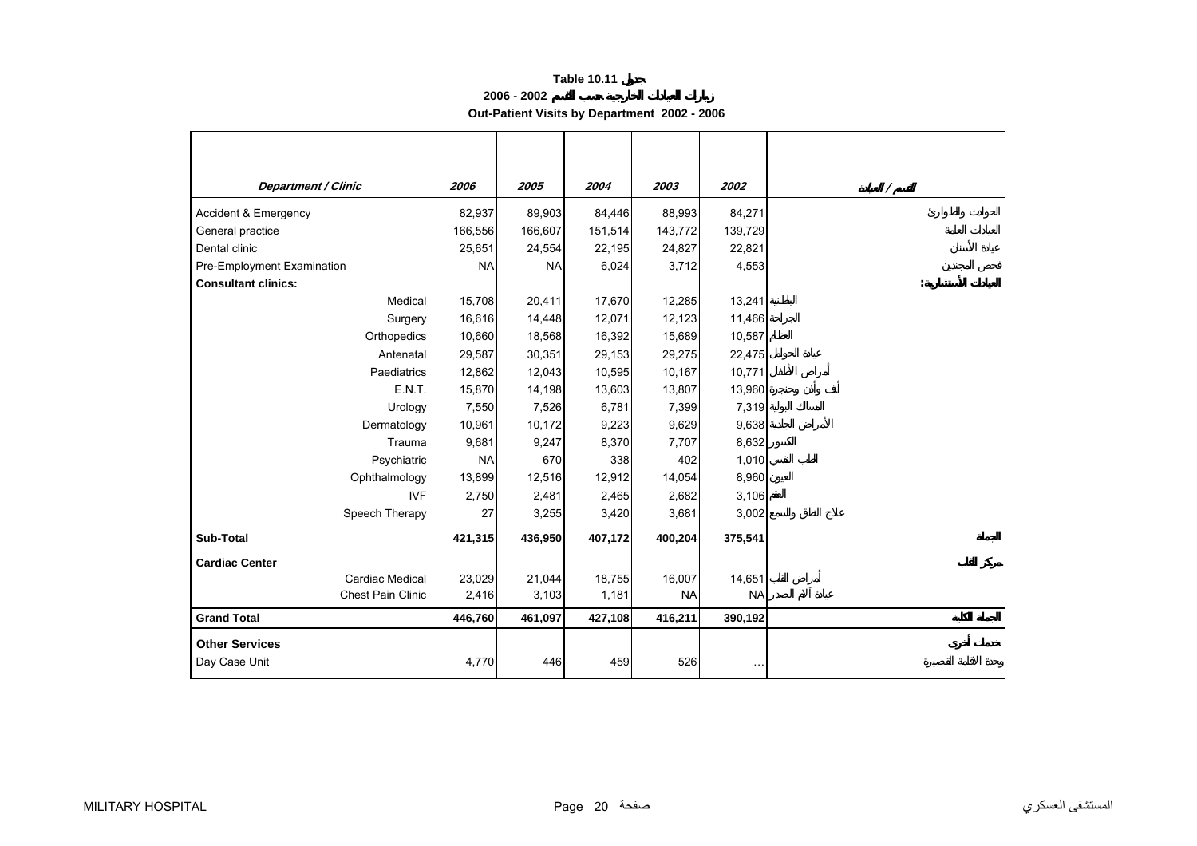**Table 10.11 جدول**

**زيارات العيادات الخارجية حسب القسم 2002 - 2006**

**Out-Patient Visits by Department 2002 - 2006**

| *Department / Clinic* | *2006* | *2005* | *2004* | *2003* | *2002* | *القسم / العيادة* |
|---|---|---|---|---|---|---|
| Accident & Emergency | 82,937 | 89,903 | 84,446 | 88,993 | 84,271 | الحوادث والطوارئ |
| General practice | 166,556 | 166,607 | 151,514 | 143,772 | 139,729 | العيادات العامة |
| Dental clinic | 25,651 | 24,554 | 22,195 | 24,827 | 22,821 | عيادة الأسنان |
| Pre-Employment Examination | NA | NA | 6,024 | 3,712 | 4,553 | فحص المجندين |
| **Consultant clinics:** | | | | | | **العيادات الاستشارية:** |
| Medical | 15,708 | 20,411 | 17,670 | 12,285 | 13,241 | الباطنية |
| Surgery | 16,616 | 14,448 | 12,071 | 12,123 | 11,466 | الجراحة |
| Orthopedics | 10,660 | 18,568 | 16,392 | 15,689 | 10,587 | العظام |
| Antenatal | 29,587 | 30,351 | 29,153 | 29,275 | 22,475 | عيادة الحوامل |
| Paediatrics | 12,862 | 12,043 | 10,595 | 10,167 | 10,771 | أمراض الأطفال |
| E.N.T. | 15,870 | 14,198 | 13,603 | 13,807 | 13,960 | أنف وأذن وحنجرة |
| Urology | 7,550 | 7,526 | 6,781 | 7,399 | 7,319 | المسالك البولية |
| Dermatology | 10,961 | 10,172 | 9,223 | 9,629 | 9,638 | الأمراض الجلدية |
| Trauma | 9,681 | 9,247 | 8,370 | 7,707 | 8,632 | الكسور |
| Psychiatric | NA | 670 | 338 | 402 | 1,010 | الطب النفسي |
| Ophthalmology | 13,899 | 12,516 | 12,912 | 14,054 | 8,960 | العيون |
| IVF | 2,750 | 2,481 | 2,465 | 2,682 | 3,106 | العقم |
| Speech Therapy | 27 | 3,255 | 3,420 | 3,681 | 3,002 | علاج النطق والسمع |
| **Sub-Total** | **421,315** | **436,950** | **407,172** | **400,204** | **375,541** | **الجملة** |
| **Cardiac Center** | | | | | | **مركز القلب** |
| Cardiac Medical | 23,029 | 21,044 | 18,755 | 16,007 | 14,651 | أمراض القلب |
| Chest Pain Clinic | 2,416 | 3,103 | 1,181 | NA | NA | عيادة آلام الصدر |
| **Grand Total** | **446,760** | **461,097** | **427,108** | **416,211** | **390,192** | **الجملة الكلية** |
| **Other Services** | | | | | | **خدمات أخرى** |
| Day Case Unit | 4,770 | 446 | 459 | 526 | ... | وحدة الاقامة القصيرة |

MILITARY HOSPITAL المستشفى العسكري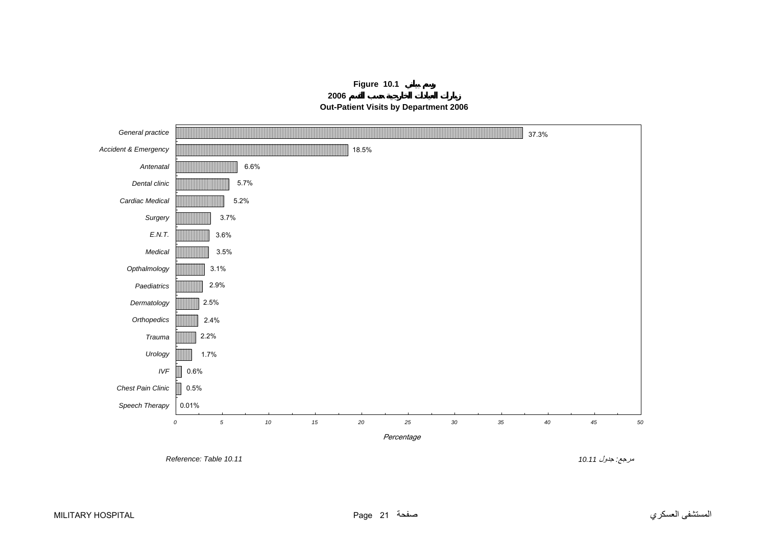**Figure 10.1 رسم بياني**

**زيارات العيادات الخارجية حسب القسم 2006**

**Out-Patient Visits by Department 2006**

| Department | Percentage |
|---|---|
| General practice | 37.3% |
| Accident & Emergency | 18.5% |
| Antenatal | 6.6% |
| Dental clinic | 5.7% |
| Cardiac Medical | 5.2% |
| Surgery | 3.7% |
| E.N.T. | 3.6% |
| Medical | 3.5% |
| Opthalmology | 3.1% |
| Paediatrics | 2.9% |
| Dermatology | 2.5% |
| Orthopedics | 2.4% |
| Trauma | 2.2% |
| Urology | 1.7% |
| IVF | 0.6% |
| Chest Pain Clinic | 0.5% |
| Speech Therapy | 0.01% |

*Reference: Table 10.11* — مرجع: جدول 10.11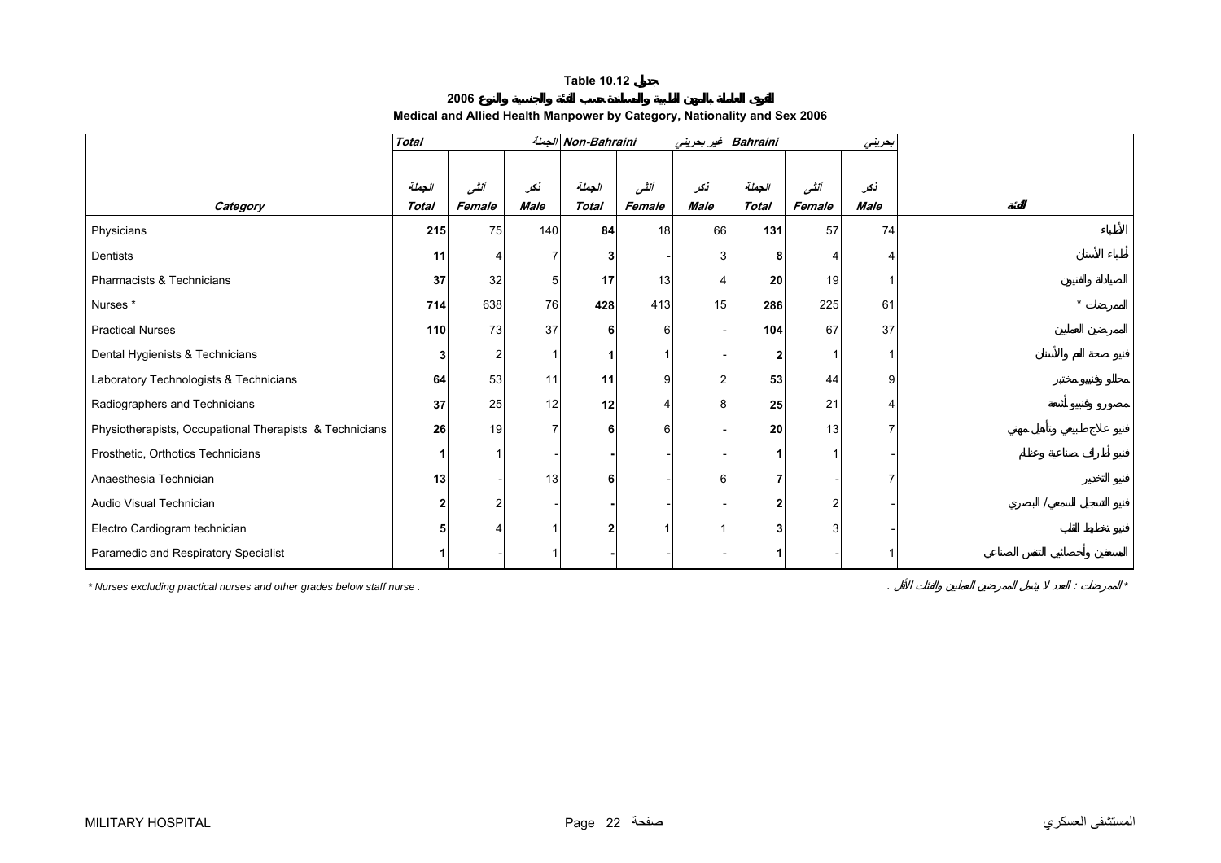# Table 10.12 جدول

## القوى العاملة بالمهن الطبية والمساندة حسب الفئة والجنسية والنوع 2006

## Medical and Allied Health Manpower by Category, Nationality and Sex 2006

| | Total | | الجملة | Non-Bahraini | | غير بحريني | Bahraini | | بحريني | |
|---|---|---|---|---|---|---|---|---|---|---|
| | الجملة | أنثى | ذكر | الجملة | أنثى | ذكر | الجملة | أنثى | ذكر | |
| **Category** | **Total** | **Female** | **Male** | **Total** | **Female** | **Male** | **Total** | **Female** | **Male** | **الفئة** |
| Physicians | **215** | 75 | 140 | **84** | 18 | 66 | **131** | 57 | 74 | الأطباء |
| Dentists | **11** | 4 | 7 | **3** | - | 3 | **8** | 4 | 4 | أطباء الأسنان |
| Pharmacists & Technicians | **37** | 32 | 5 | **17** | 13 | 4 | **20** | 19 | 1 | الصيادلة والفنيون |
| Nurses * | **714** | 638 | 76 | **428** | 413 | 15 | **286** | 225 | 61 | الممرضات * |
| Practical Nurses | **110** | 73 | 37 | **6** | 6 | - | **104** | 67 | 37 | الممرضون العمليون |
| Dental Hygienists & Technicians | **3** | 2 | 1 | **1** | 1 | - | **2** | 1 | 1 | فنيو صحة الفم والأسنان |
| Laboratory Technologists & Technicians | **64** | 53 | 11 | **11** | 9 | 2 | **53** | 44 | 9 | محللو وفنيو مختبر |
| Radiographers and Technicians | **37** | 25 | 12 | **12** | 4 | 8 | **25** | 21 | 4 | مصورو وفنيو أشعة |
| Physiotherapists, Occupational Therapists & Technicians | **26** | 19 | 7 | **6** | 6 | - | **20** | 13 | 7 | فنيو علاج طبيعي وتأهيل مهني |
| Prosthetic, Orthotics Technicians | **1** | 1 | - | **-** | - | - | **1** | 1 | - | فنيو صناعة أطراف وعظام |
| Anaesthesia Technician | **13** | - | 13 | **6** | - | 6 | **7** | - | 7 | فنيو التخدير |
| Audio Visual Technician | **2** | 2 | - | **-** | - | - | **2** | 2 | - | فنيو التسجيل السمعي / البصري |
| Electro Cardiogram technician | **5** | 4 | 1 | **2** | 1 | 1 | **3** | 3 | - | فنيو تخطيط القلب |
| Paramedic and Respiratory Specialist | **1** | - | 1 | **-** | - | - | **1** | - | 1 | المسعفين وأخصائيي التنفس الصناعي |

* Nurses excluding practical nurses and other grades below staff nurse .

* الممرضات : العدد لا يشمل الممرضين العمليين والفئات الأقل .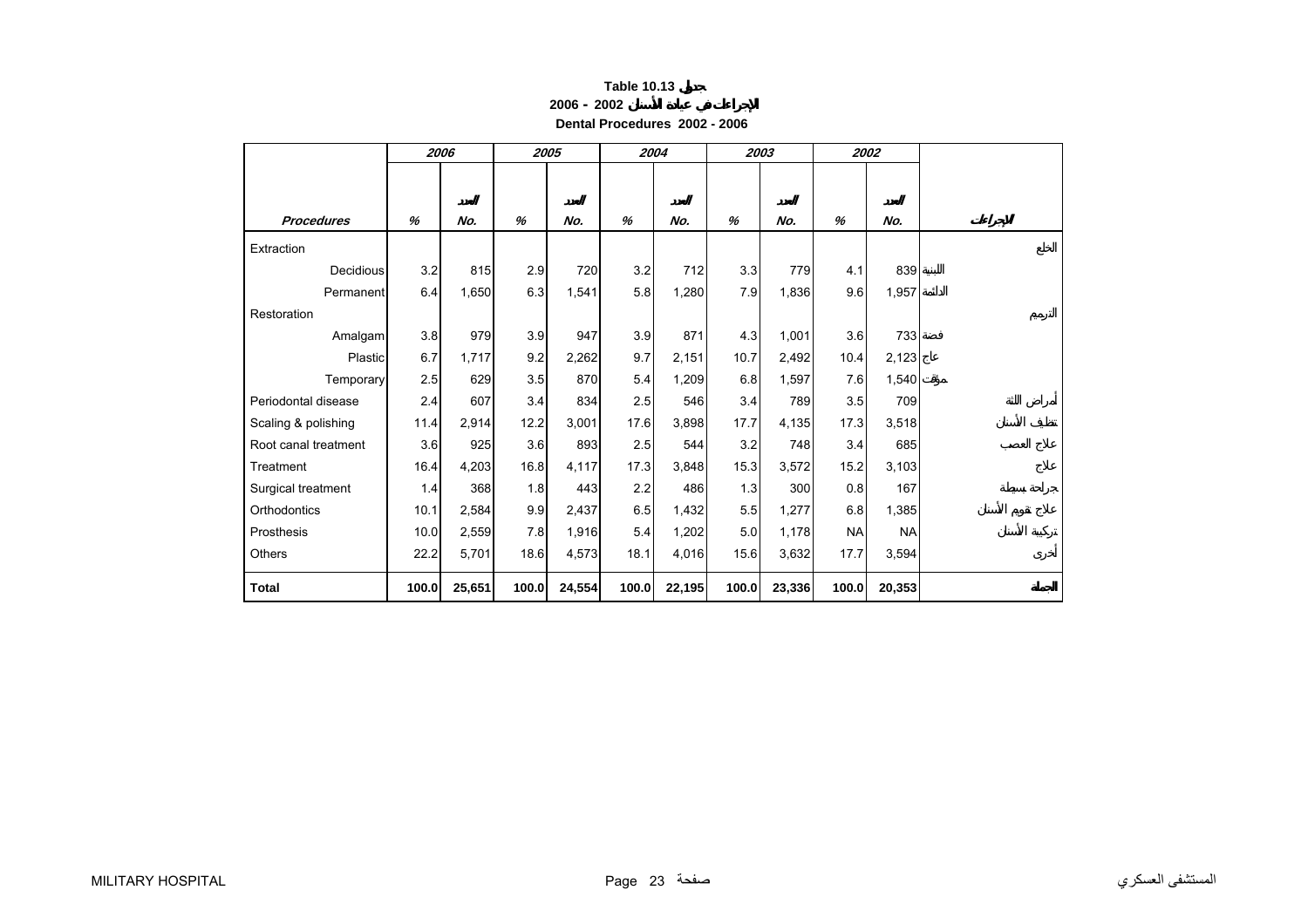**Table 10.13 جدول**

**2006 - 2002 الإجراءات في عيادة الأسنان**

**Dental Procedures 2002 - 2006**

| *Procedures* | *2006* | | *2005* | | *2004* | | *2003* | | *2002* | | الإجراءات |
|---|---|---|---|---|---|---|---|---|---|---|---|
| | *%* | *No.* العدد | *%* | *No.* العدد | *%* | *No.* العدد | *%* | *No.* العدد | *%* | *No.* العدد | |
| Extraction | | | | | | | | | | | الخلع |
| Decidious | 3.2 | 815 | 2.9 | 720 | 3.2 | 712 | 3.3 | 779 | 4.1 | 839 | اللبنية |
| Permanent | 6.4 | 1,650 | 6.3 | 1,541 | 5.8 | 1,280 | 7.9 | 1,836 | 9.6 | 1,957 | الدائمة |
| Restoration | | | | | | | | | | | الترميم |
| Amalgam | 3.8 | 979 | 3.9 | 947 | 3.9 | 871 | 4.3 | 1,001 | 3.6 | 733 | فضة |
| Plastic | 6.7 | 1,717 | 9.2 | 2,262 | 9.7 | 2,151 | 10.7 | 2,492 | 10.4 | 2,123 | عاج |
| Temporary | 2.5 | 629 | 3.5 | 870 | 5.4 | 1,209 | 6.8 | 1,597 | 7.6 | 1,540 | مؤقت |
| Periodontal disease | 2.4 | 607 | 3.4 | 834 | 2.5 | 546 | 3.4 | 789 | 3.5 | 709 | أمراض اللثة |
| Scaling & polishing | 11.4 | 2,914 | 12.2 | 3,001 | 17.6 | 3,898 | 17.7 | 4,135 | 17.3 | 3,518 | تنظيف الأسنان |
| Root canal treatment | 3.6 | 925 | 3.6 | 893 | 2.5 | 544 | 3.2 | 748 | 3.4 | 685 | علاج العصب |
| Treatment | 16.4 | 4,203 | 16.8 | 4,117 | 17.3 | 3,848 | 15.3 | 3,572 | 15.2 | 3,103 | علاج |
| Surgical treatment | 1.4 | 368 | 1.8 | 443 | 2.2 | 486 | 1.3 | 300 | 0.8 | 167 | جراحة بسيطة |
| Orthodontics | 10.1 | 2,584 | 9.9 | 2,437 | 6.5 | 1,432 | 5.5 | 1,277 | 6.8 | 1,385 | علاج تقويم الأسنان |
| Prosthesis | 10.0 | 2,559 | 7.8 | 1,916 | 5.4 | 1,202 | 5.0 | 1,178 | NA | NA | تركيبة الأسنان |
| Others | 22.2 | 5,701 | 18.6 | 4,573 | 18.1 | 4,016 | 15.6 | 3,632 | 17.7 | 3,594 | أخرى |
| **Total** | **100.0** | **25,651** | **100.0** | **24,554** | **100.0** | **22,195** | **100.0** | **23,336** | **100.0** | **20,353** | **الجملة** |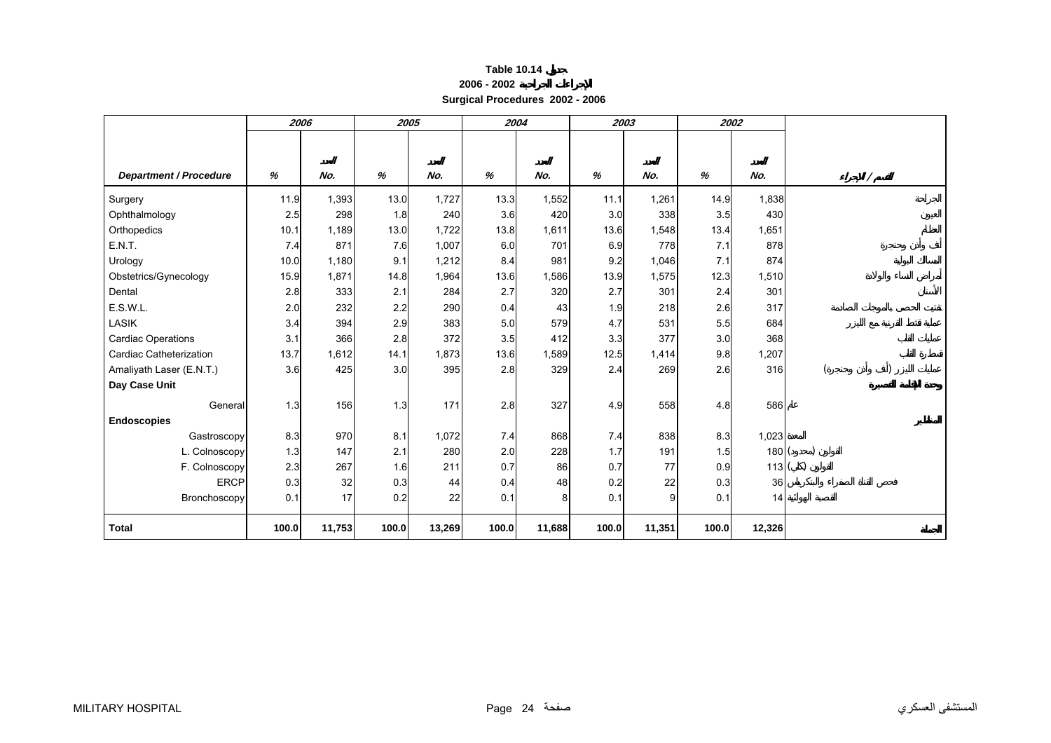# Table 10.14 جدول

## 2006 - 2002 الإجراءات الجراحية

## Surgical Procedures 2002 - 2006

| Department / Procedure | 2006 % | 2006 العدد No. | 2005 % | 2005 العدد No. | 2004 % | 2004 العدد No. | 2003 % | 2003 العدد No. | 2002 % | 2002 العدد No. | القسم / الإجراء |
|---|---|---|---|---|---|---|---|---|---|---|---|
| Surgery | 11.9 | 1,393 | 13.0 | 1,727 | 13.3 | 1,552 | 11.1 | 1,261 | 14.9 | 1,838 | الجراحة |
| Ophthalmology | 2.5 | 298 | 1.8 | 240 | 3.6 | 420 | 3.0 | 338 | 3.5 | 430 | العيون |
| Orthopedics | 10.1 | 1,189 | 13.0 | 1,722 | 13.8 | 1,611 | 13.6 | 1,548 | 13.4 | 1,651 | العظام |
| E.N.T. | 7.4 | 871 | 7.6 | 1,007 | 6.0 | 701 | 6.9 | 778 | 7.1 | 878 | أنف وأذن وحنجرة |
| Urology | 10.0 | 1,180 | 9.1 | 1,212 | 8.4 | 981 | 9.2 | 1,046 | 7.1 | 874 | المسالك البولية |
| Obstetrics/Gynecology | 15.9 | 1,871 | 14.8 | 1,964 | 13.6 | 1,586 | 13.9 | 1,575 | 12.3 | 1,510 | أمراض النساء والولادة |
| Dental | 2.8 | 333 | 2.1 | 284 | 2.7 | 320 | 2.7 | 301 | 2.4 | 301 | الأسنان |
| E.S.W.L. | 2.0 | 232 | 2.2 | 290 | 0.4 | 43 | 1.9 | 218 | 2.6 | 317 | تفتيت الحصى بالموجات الصادمة |
| LASIK | 3.4 | 394 | 2.9 | 383 | 5.0 | 579 | 4.7 | 531 | 5.5 | 684 | عملية تقشط القرنية مع الليزر |
| Cardiac Operations | 3.1 | 366 | 2.8 | 372 | 3.5 | 412 | 3.3 | 377 | 3.0 | 368 | عمليات القلب |
| Cardiac Catheterization | 13.7 | 1,612 | 14.1 | 1,873 | 13.6 | 1,589 | 12.5 | 1,414 | 9.8 | 1,207 | قسطرة القلب |
| Amaliyath Laser (E.N.T.) | 3.6 | 425 | 3.0 | 395 | 2.8 | 329 | 2.4 | 269 | 2.6 | 316 | عمليات الليزر (أنف وأذن وحنجرة) |
| **Day Case Unit** | | | | | | | | | | | **وحدة الإقامة القصيرة** |
| General | 1.3 | 156 | 1.3 | 171 | 2.8 | 327 | 4.9 | 558 | 4.8 | 586 | عام |
| **Endoscopies** | | | | | | | | | | | **المناظير** |
| Gastroscopy | 8.3 | 970 | 8.1 | 1,072 | 7.4 | 868 | 7.4 | 838 | 8.3 | 1,023 | المعدة |
| L. Colnoscopy | 1.3 | 147 | 2.1 | 280 | 2.0 | 228 | 1.7 | 191 | 1.5 | 180 | القولون (محدود) |
| F. Colnoscopy | 2.3 | 267 | 1.6 | 211 | 0.7 | 86 | 0.7 | 77 | 0.9 | 113 | القولون (كلي) |
| ERCP | 0.3 | 32 | 0.3 | 44 | 0.4 | 48 | 0.2 | 22 | 0.3 | 36 | فحص القناة الصفراء والبنكرياس |
| Bronchoscopy | 0.1 | 17 | 0.2 | 22 | 0.1 | 8 | 0.1 | 9 | 0.1 | 14 | القصبة الهوائية |
| **Total** | **100.0** | **11,753** | **100.0** | **13,269** | **100.0** | **11,688** | **100.0** | **11,351** | **100.0** | **12,326** | **الجملة** |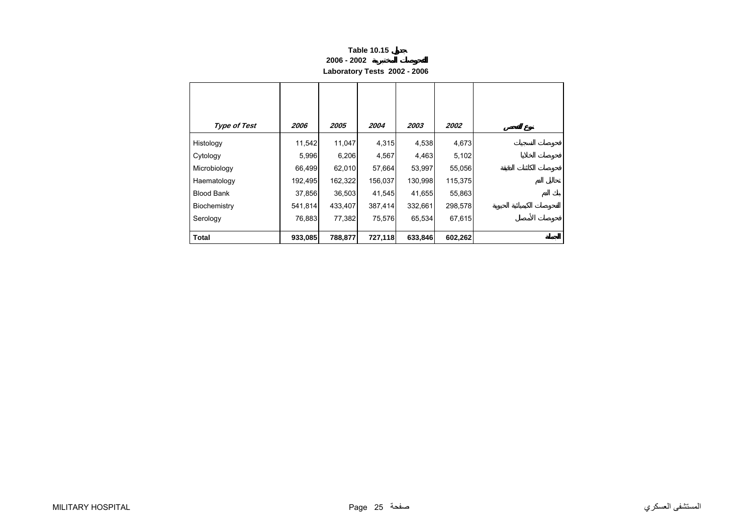**Table 10.15 جدول**

**2006 - 2002 الفحوصات المختبرية**

**Laboratory Tests 2002 - 2006**

| *Type of Test* | *2006* | *2005* | *2004* | *2003* | *2002* | نوع الفحص |
|---|---|---|---|---|---|---|
| Histology | 11,542 | 11,047 | 4,315 | 4,538 | 4,673 | فحوصات النسجيات |
| Cytology | 5,996 | 6,206 | 4,567 | 4,463 | 5,102 | فحوصات الخلايا |
| Microbiology | 66,499 | 62,010 | 57,664 | 53,997 | 55,056 | فحوصات الكائنات الدقيقة |
| Haematology | 192,495 | 162,322 | 156,037 | 130,998 | 115,375 | تحاليل الدم |
| Blood Bank | 37,856 | 36,503 | 41,545 | 41,655 | 55,863 | بنك الدم |
| Biochemistry | 541,814 | 433,407 | 387,414 | 332,661 | 298,578 | الفحوصات الكيميائية الحيوية |
| Serology | 76,883 | 77,382 | 75,576 | 65,534 | 67,615 | فحوصات الأمصال |
| **Total** | **933,085** | **788,877** | **727,118** | **633,846** | **602,262** | **الجملة** |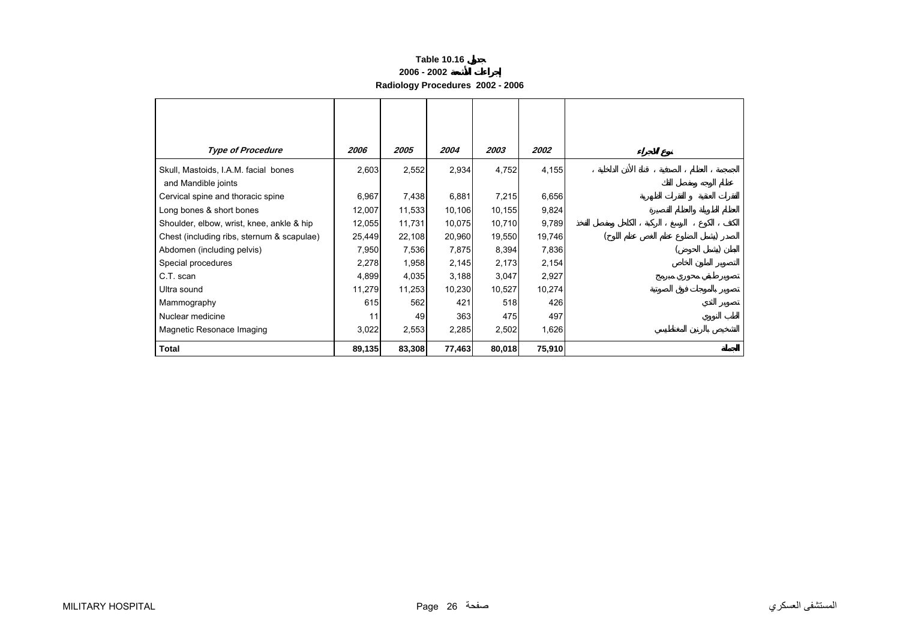**Table 10.16 جدول**

**إجراءات الأشعة 2002 - 2006**

**Radiology Procedures 2002 - 2006**

| *Type of Procedure* | *2006* | *2005* | *2004* | *2003* | *2002* | نوع الإجراء |
|---|---|---|---|---|---|---|
| Skull, Mastoids, I.A.M. facial bones and Mandible joints | 2,603 | 2,552 | 2,934 | 4,752 | 4,155 | الجمجمة ، العظام الصدفية ، قناة الأذن الداخلية ، عظام الوجه ومفصل الفك |
| Cervical spine and thoracic spine | 6,967 | 7,438 | 6,881 | 7,215 | 6,656 | الفقرات العنقية و الفقرات الظهرية |
| Long bones & short bones | 12,007 | 11,533 | 10,106 | 10,155 | 9,824 | العظام الطويلة والعظام القصيرة |
| Shoulder, elbow, wrist, knee, ankle & hip | 12,055 | 11,731 | 10,075 | 10,710 | 9,789 | الكتف ، الكوع ، الرسغ ، الركبة ، الكاحل ومفصل الفخذ |
| Chest (including ribs, sternum & scapulae) | 25,449 | 22,108 | 20,960 | 19,550 | 19,746 | الصدر (يشمل الضلوع عظم القص عظم اللوح) |
| Abdomen (including pelvis) | 7,950 | 7,536 | 7,875 | 8,394 | 7,836 | البطن (يشمل الحوض) |
| Special procedures | 2,278 | 1,958 | 2,145 | 2,173 | 2,154 | التصوير الملون الخاص |
| C.T. scan | 4,899 | 4,035 | 3,188 | 3,047 | 2,927 | تصوير طبقي محوري مبرمج |
| Ultra sound | 11,279 | 11,253 | 10,230 | 10,527 | 10,274 | تصوير بالموجات فوق الصوتية |
| Mammography | 615 | 562 | 421 | 518 | 426 | تصوير الثدي |
| Nuclear medicine | 11 | 49 | 363 | 475 | 497 | الطب النووي |
| Magnetic Resonace Imaging | 3,022 | 2,553 | 2,285 | 2,502 | 1,626 | التشخيص بالرنين المغناطيسي |
| **Total** | **89,135** | **83,308** | **77,463** | **80,018** | **75,910** | **الجملة** |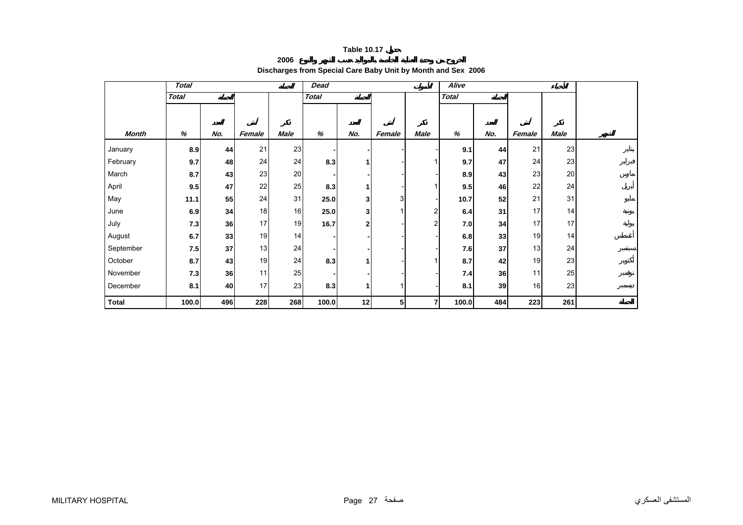**Table 10.17 جدول**

**الخروج من وحدة العناية الخاصة بالمواليد حسب الشهر والنوع 2006**

**Discharges from Special Care Baby Unit by Month and Sex 2006**

| | *Total* | الجملة | | | *Dead* | الأموات | | | *Alive* | الأحياء | | | |
|---|---|---|---|---|---|---|---|---|---|---|---|---|---|
| | *Total* الجملة | | | | *Total* الجملة | | | | *Total* الجملة | | | | |
| **Month** | **%** | **العدد No.** | **أنثى Female** | **ذكر Male** | **%** | **العدد No.** | **أنثى Female** | **ذكر Male** | **%** | **العدد No.** | **أنثى Female** | **ذكر Male** | **الشهر** |
| January | **8.9** | **44** | 21 | 23 | **-** | **-** | - | - | **9.1** | **44** | 21 | 23 | يناير |
| February | **9.7** | **48** | 24 | 24 | **8.3** | **1** | - | 1 | **9.7** | **47** | 24 | 23 | فبراير |
| March | **8.7** | **43** | 23 | 20 | **-** | **-** | - | - | **8.9** | **43** | 23 | 20 | مارس |
| April | **9.5** | **47** | 22 | 25 | **8.3** | **1** | - | 1 | **9.5** | **46** | 22 | 24 | أبريل |
| May | **11.1** | **55** | 24 | 31 | **25.0** | **3** | 3 | - | **10.7** | **52** | 21 | 31 | مايو |
| June | **6.9** | **34** | 18 | 16 | **25.0** | **3** | 1 | 2 | **6.4** | **31** | 17 | 14 | يونية |
| July | **7.3** | **36** | 17 | 19 | **16.7** | **2** | - | 2 | **7.0** | **34** | 17 | 17 | يولية |
| August | **6.7** | **33** | 19 | 14 | **-** | **-** | - | - | **6.8** | **33** | 19 | 14 | أغسطس |
| September | **7.5** | **37** | 13 | 24 | **-** | **-** | - | - | **7.6** | **37** | 13 | 24 | سبتمبر |
| October | **8.7** | **43** | 19 | 24 | **8.3** | **1** | - | 1 | **8.7** | **42** | 19 | 23 | أكتوبر |
| November | **7.3** | **36** | 11 | 25 | **-** | **-** | - | - | **7.4** | **36** | 11 | 25 | نوفمبر |
| December | **8.1** | **40** | 17 | 23 | **8.3** | **1** | 1 | - | **8.1** | **39** | 16 | 23 | ديسمبر |
| **Total** | **100.0** | **496** | **228** | **268** | **100.0** | **12** | **5** | **7** | **100.0** | **484** | **223** | **261** | **الجملة** |

MILITARY HOSPITAL المستشفى العسكري